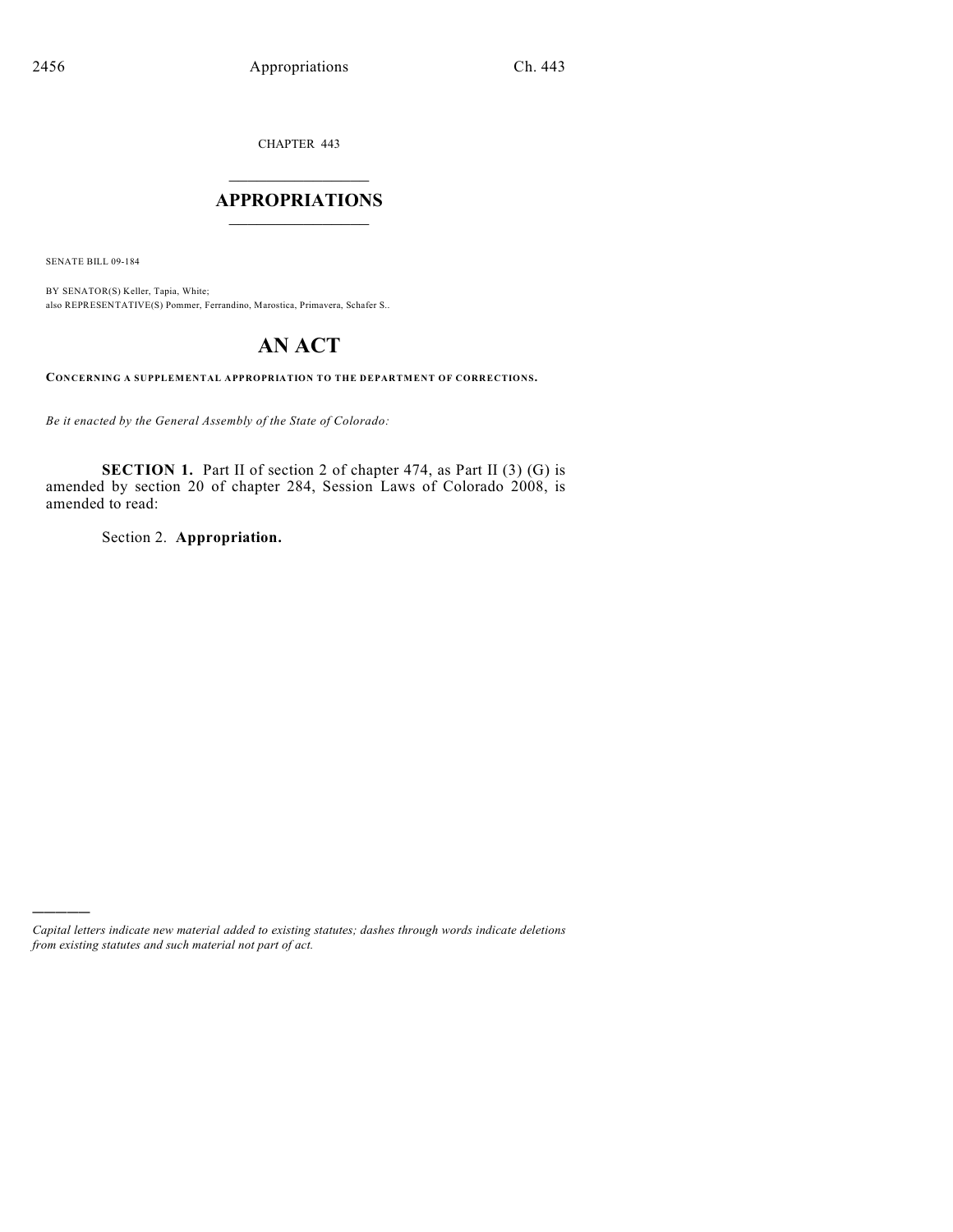CHAPTER 443

# APPROPRIATIONS

SENATE BILL 09-184

BY SENATOR(S) Keller, Tapia, White;
also REPRESENTATIVE(S) Pommer, Ferrandino, Marostica, Primavera, Schafer S..

# AN ACT

**CONCERNING A SUPPLEMENTAL APPROPRIATION TO THE DEPARTMENT OF CORRECTIONS.**

*Be it enacted by the General Assembly of the State of Colorado:*

**SECTION 1.** Part II of section 2 of chapter 474, as Part II (3) (G) is amended by section 20 of chapter 284, Session Laws of Colorado 2008, is amended to read:

Section 2. **Appropriation.**

---

*Capital letters indicate new material added to existing statutes; dashes through words indicate deletions from existing statutes and such material not part of act.*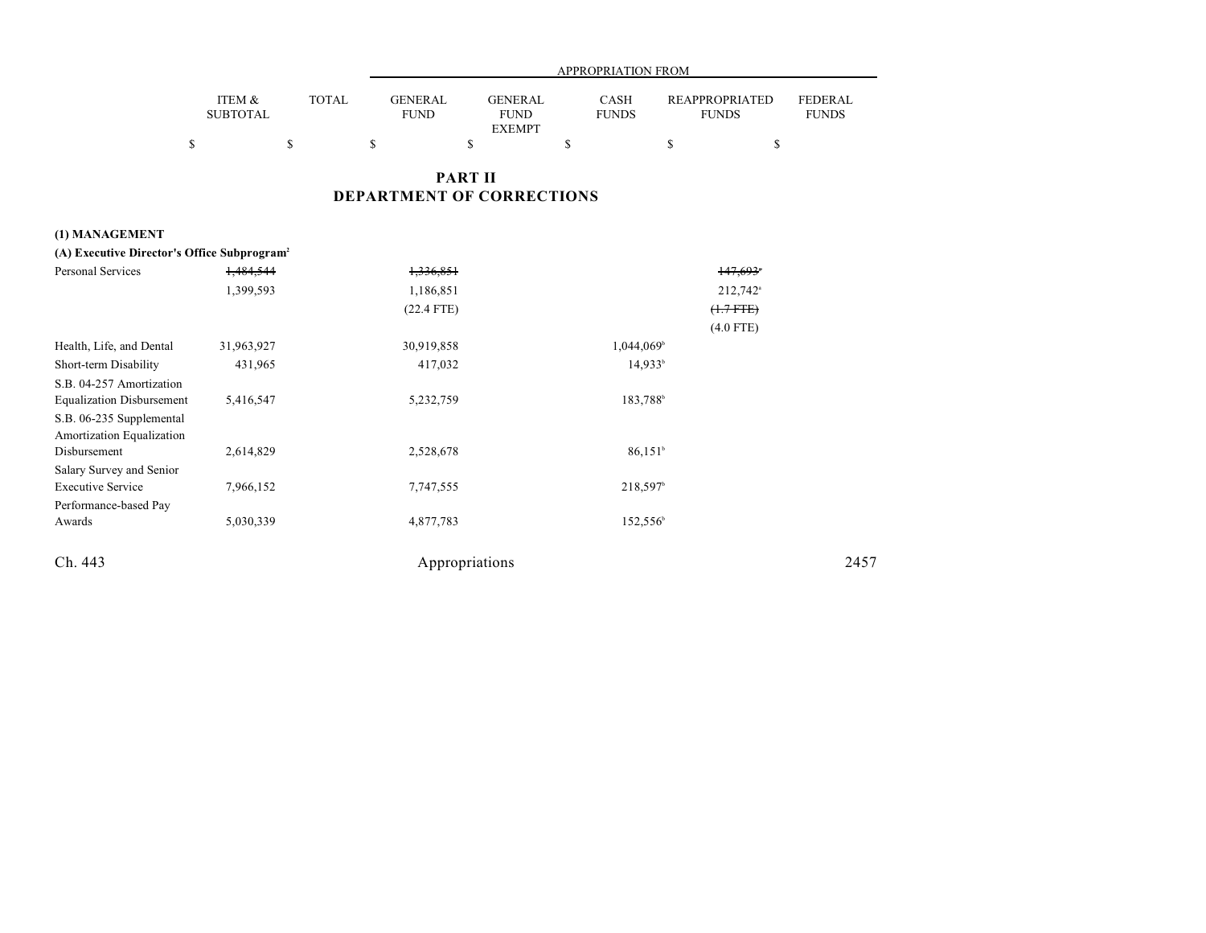## PART II
## DEPARTMENT OF CORRECTIONS

| | ITEM & SUBTOTAL | TOTAL | GENERAL FUND | GENERAL FUND EXEMPT | CASH FUNDS | REAPPROPRIATED FUNDS | FEDERAL FUNDS |
|---|---|---|---|---|---|---|---|
| | | | APPROPRIATION FROM | | | | |
| | $ | $ | $ | $ | $ | $ | $ |
| **(1) MANAGEMENT** | | | | | | | |
| **(A) Executive Director's Office Subprogram[2]** | | | | | | | |
| Personal Services | ~~1,484,544~~ | | ~~1,336,851~~ | | | ~~147,693~~[a] | |
| | 1,399,593 | | 1,186,851 | | | 212,742[a] | |
| | | | (22.4 FTE) | | | ~~(1.7 FTE)~~ | |
| | | | | | | (4.0 FTE) | |
| Health, Life, and Dental | 31,963,927 | | 30,919,858 | | 1,044,069[b] | | |
| Short-term Disability | 431,965 | | 417,032 | | 14,933[b] | | |
| S.B. 04-257 Amortization Equalization Disbursement | 5,416,547 | | 5,232,759 | | 183,788[b] | | |
| S.B. 06-235 Supplemental Amortization Equalization Disbursement | 2,614,829 | | 2,528,678 | | 86,151[b] | | |
| Salary Survey and Senior Executive Service | 7,966,152 | | 7,747,555 | | 218,597[b] | | |
| Performance-based Pay Awards | 5,030,339 | | 4,877,783 | | 152,556[b] | | |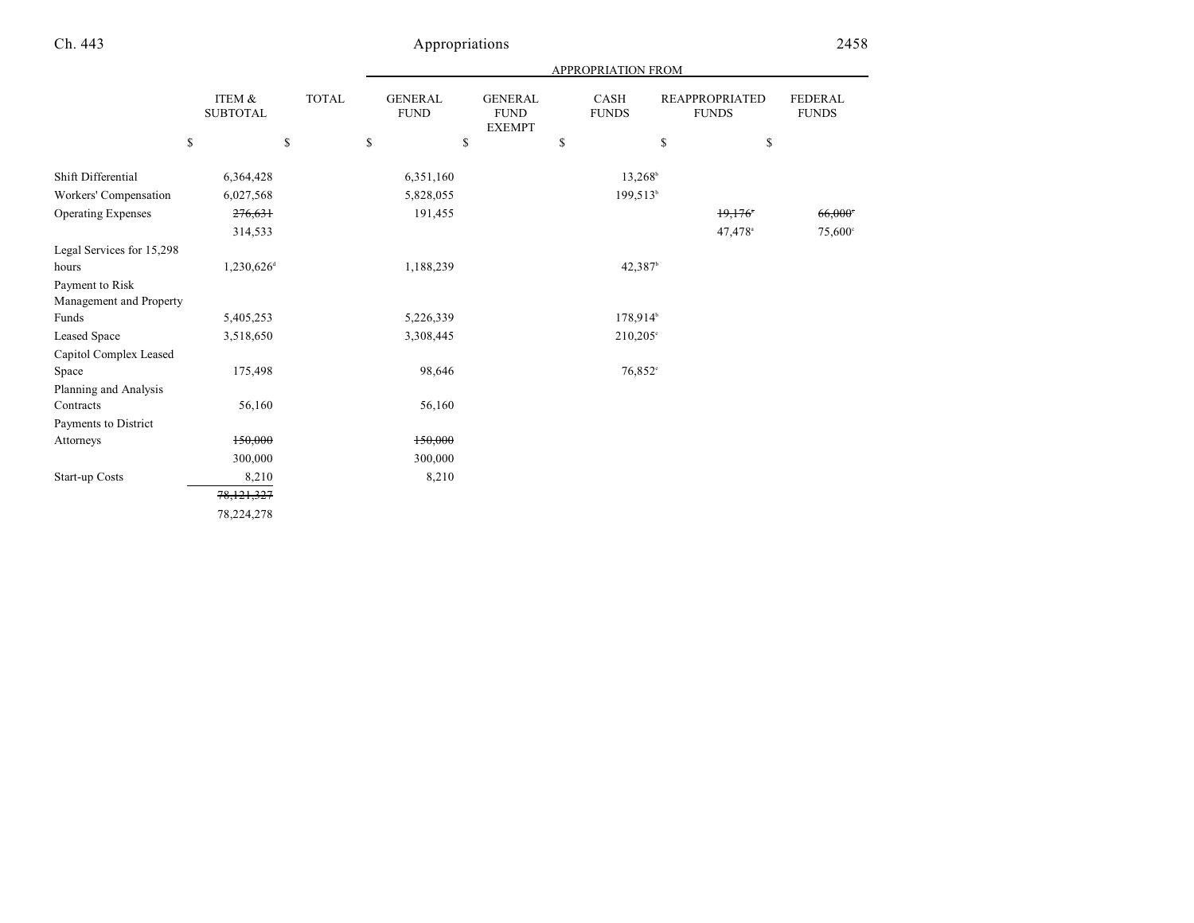| | ITEM & SUBTOTAL | TOTAL | GENERAL FUND | GENERAL FUND EXEMPT | CASH FUNDS | REAPPROPRIATED FUNDS | FEDERAL FUNDS |
|---|---|---|---|---|---|---|---|
| | | | APPROPRIATION FROM | | | | |
| | $ | $ | $ | $ | $ | $ | $ |
| Shift Differential | 6,364,428 | | 6,351,160 | | 13,268[b] | | |
| Workers' Compensation | 6,027,568 | | 5,828,055 | | 199,513[b] | | |
| Operating Expenses | ~~276,631~~ | | 191,455 | | | ~~19,176[c]~~ | ~~66,000[c]~~ |
| | 314,533 | | | | | 47,478[a] | 75,600[c] |
| Legal Services for 15,298 hours | 1,230,626[d] | | 1,188,239 | | 42,387[b] | | |
| Payment to Risk Management and Property Funds | 5,405,253 | | 5,226,339 | | 178,914[b] | | |
| Leased Space | 3,518,650 | | 3,308,445 | | 210,205[e] | | |
| Capitol Complex Leased Space | 175,498 | | 98,646 | | 76,852[e] | | |
| Planning and Analysis Contracts | 56,160 | | 56,160 | | | | |
| Payments to District Attorneys | ~~150,000~~ | | ~~150,000~~ | | | | |
| | 300,000 | | 300,000 | | | | |
| Start-up Costs | 8,210 | | 8,210 | | | | |
| | ~~78,121,327~~ | | | | | | |
| | 78,224,278 | | | | | | |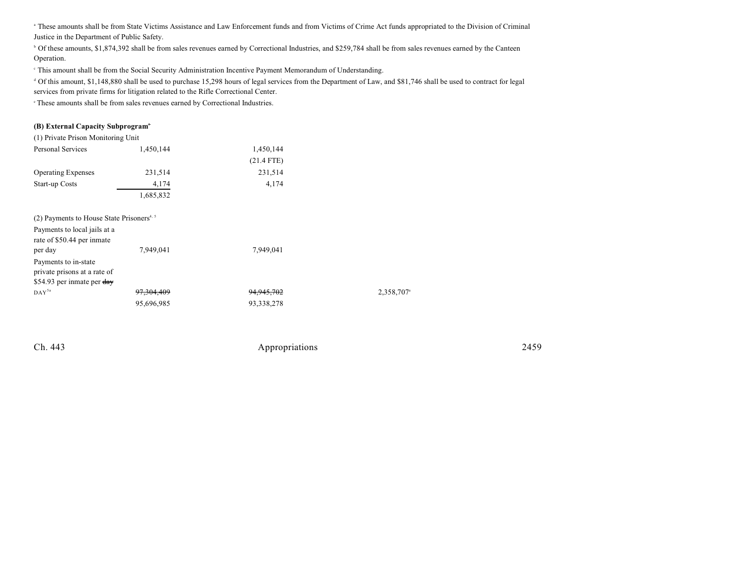[a] These amounts shall be from State Victims Assistance and Law Enforcement funds and from Victims of Crime Act funds appropriated to the Division of Criminal Justice in the Department of Public Safety.

[b] Of these amounts, $1,874,392 shall be from sales revenues earned by Correctional Industries, and $259,784 shall be from sales revenues earned by the Canteen Operation.

[c] This amount shall be from the Social Security Administration Incentive Payment Memorandum of Understanding.

[d] Of this amount, $1,148,880 shall be used to purchase 15,298 hours of legal services from the Department of Law, and $81,746 shall be used to contract for legal services from private firms for litigation related to the Rifle Correctional Center.

[e] These amounts shall be from sales revenues earned by Correctional Industries.

**(B) External Capacity Subprogram**[2]

| | | | |
|---|---|---|---|
| (1) Private Prison Monitoring Unit | | | |
| Personal Services | 1,450,144 | 1,450,144 | |
| | | (21.4 FTE) | |
| Operating Expenses | 231,514 | 231,514 | |
| Start-up Costs | 4,174 | 4,174 | |
| | 1,685,832 | | |
| (2) Payments to House State Prisoners[4, 5] | | | |
| Payments to local jails at a rate of $50.44 per inmate per day | 7,949,041 | 7,949,041 | |
| Payments to in-state private prisons at a rate of $54.93 per inmate per ~~day~~ DAY[5a] | ~~97,304,409~~ | ~~94,945,702~~ | 2,358,707[a] |
| | 95,696,985 | 93,338,278 | |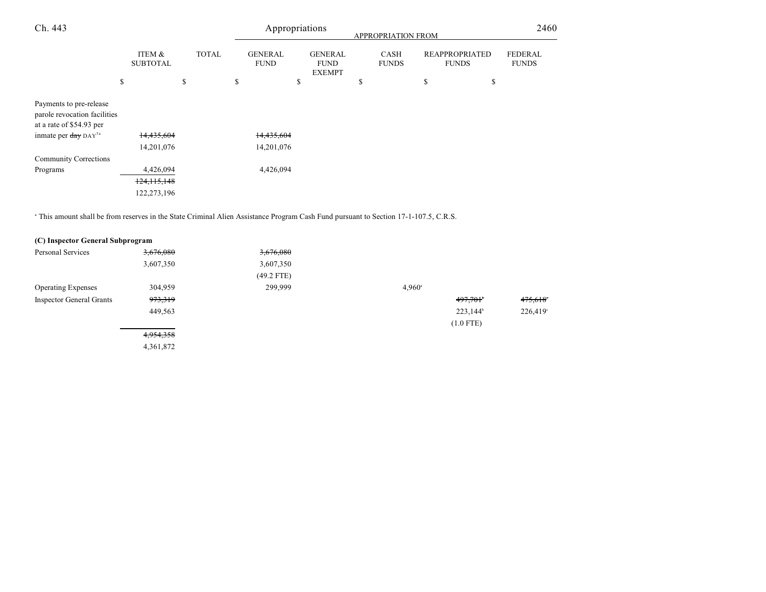| | ITEM & SUBTOTAL | TOTAL | GENERAL FUND | GENERAL FUND EXEMPT | CASH FUNDS | REAPPROPRIATED FUNDS | FEDERAL FUNDS |
|---|---|---|---|---|---|---|---|
| | | | APPROPRIATION FROM | | | | |
| | $ | $ | $ | $ | $ | $ | $ |
| Payments to pre-release parole revocation facilities at a rate of $54.93 per inmate per ~~day~~ DAY[5a] | ~~14,435,604~~ | | ~~14,435,604~~ | | | | |
| | 14,201,076 | | 14,201,076 | | | | |
| Community Corrections Programs | 4,426,094 | | 4,426,094 | | | | |
| | ~~124,115,148~~ | | | | | | |
| | 122,273,196 | | | | | | |

[a] This amount shall be from reserves in the State Criminal Alien Assistance Program Cash Fund pursuant to Section 17-1-107.5, C.R.S.

**(C) Inspector General Subprogram**

| | ITEM & SUBTOTAL | TOTAL | GENERAL FUND | GENERAL FUND EXEMPT | CASH FUNDS | REAPPROPRIATED FUNDS | FEDERAL FUNDS |
|---|---|---|---|---|---|---|---|
| Personal Services | ~~3,676,080~~ | | ~~3,676,080~~ | | | | |
| | 3,607,350 | | 3,607,350 | | | | |
| | | | (49.2 FTE) | | | | |
| Operating Expenses | 304,959 | | 299,999 | | 4,960[a] | | |
| Inspector General Grants | ~~973,319~~ | | | | | ~~497,701~~[b] | ~~475,618~~[c] |
| | 449,563 | | | | | 223,144[b] | 226,419[c] |
| | | | | | | (1.0 FTE) | |
| | ~~4,954,358~~ | | | | | | |
| | 4,361,872 | | | | | | |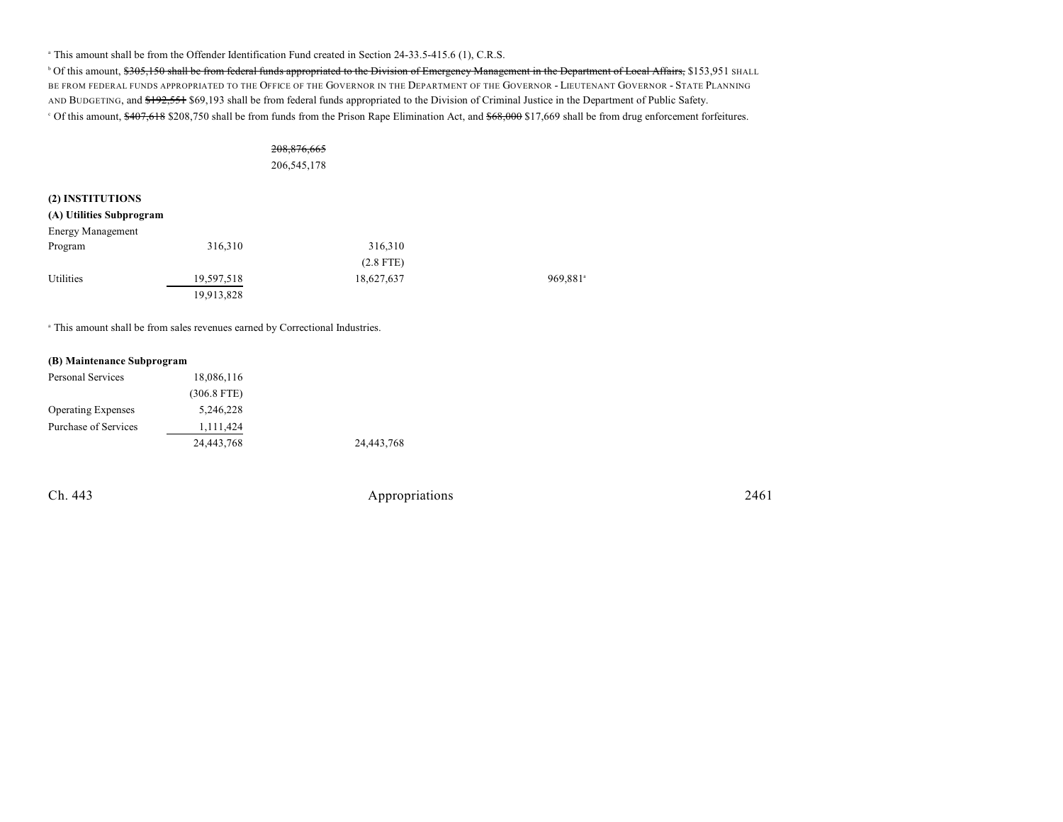[a] This amount shall be from the Offender Identification Fund created in Section 24-33.5-415.6 (1), C.R.S.

[b] Of this amount, ~~$305,150 shall be from federal funds appropriated to the Division of Emergency Management in the Department of Local Affairs,~~ $153,951 SHALL BE FROM FEDERAL FUNDS APPROPRIATED TO THE OFFICE OF THE GOVERNOR IN THE DEPARTMENT OF THE GOVERNOR - LIEUTENANT GOVERNOR - STATE PLANNING AND BUDGETING, and ~~$192,551~~ $69,193 shall be from federal funds appropriated to the Division of Criminal Justice in the Department of Public Safety.

[c] Of this amount, ~~$407,618~~ $208,750 shall be from funds from the Prison Rape Elimination Act, and ~~$68,000~~ $17,669 shall be from drug enforcement forfeitures.

| | | | | | |
|---|---|---|---|---|---|
| | | ~~208,876,665~~ | | | |
| | | 206,545,178 | | | |

**(2) INSTITUTIONS**

**(A) Utilities Subprogram**

| | | | | |
|---|---|---|---|---|
| Energy Management Program | 316,310 | 316,310 | | |
| | | (2.8 FTE) | | |
| Utilities | 19,597,518 | 18,627,637 | | 969,881[a] |
| | 19,913,828 | | | |

[a] This amount shall be from sales revenues earned by Correctional Industries.

**(B) Maintenance Subprogram**

| | | |
|---|---|---|
| Personal Services | 18,086,116 | |
| | (306.8 FTE) | |
| Operating Expenses | 5,246,228 | |
| Purchase of Services | 1,111,424 | |
| | 24,443,768 | 24,443,768 |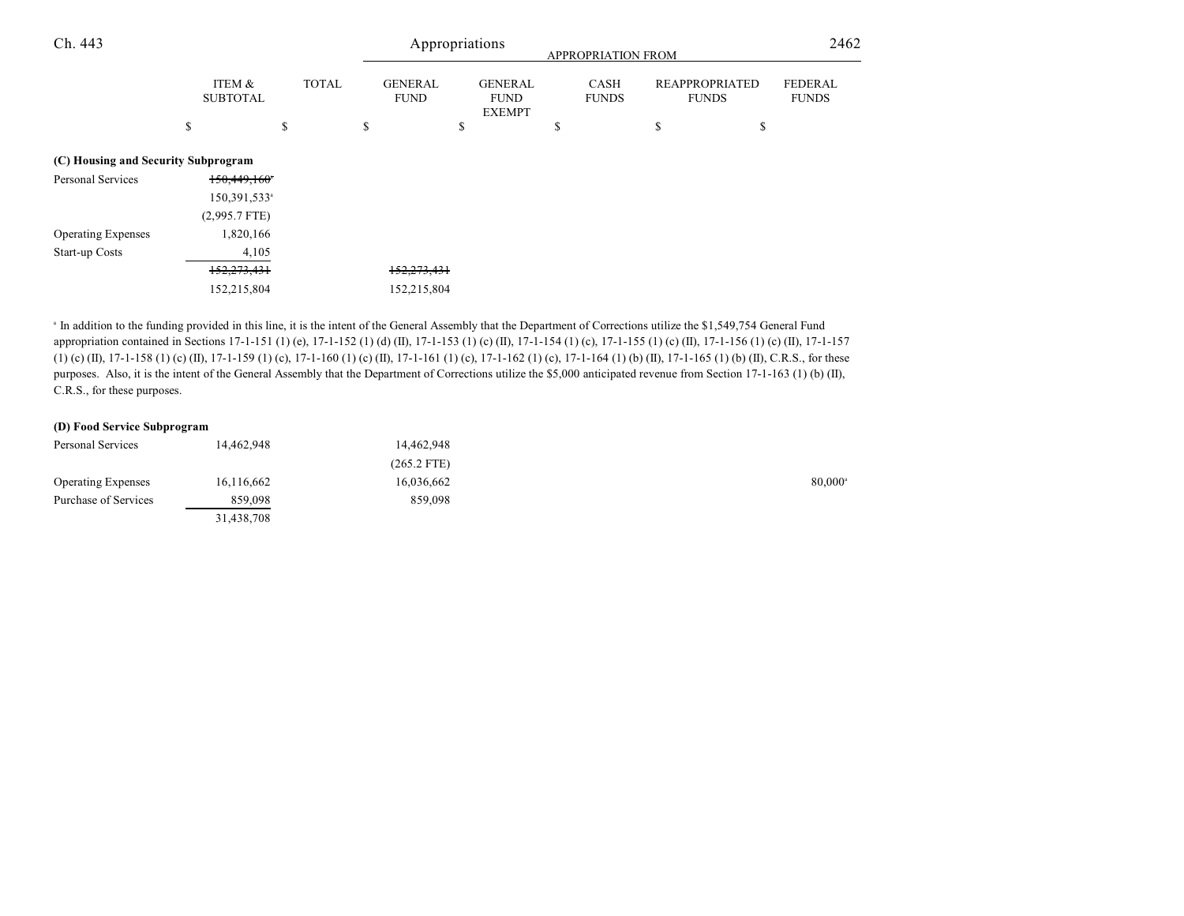| | ITEM & SUBTOTAL | TOTAL | GENERAL FUND | GENERAL FUND EXEMPT | CASH FUNDS | REAPPROPRIATED FUNDS | FEDERAL FUNDS |
|---|---|---|---|---|---|---|---|
| | $ | $ | $ | $ | $ | $ | $ |
| **(C) Housing and Security Subprogram** | | | | | | | |
| Personal Services | ~~150,449,160~~[a] | | | | | | |
| | 150,391,533[a] | | | | | | |
| | (2,995.7 FTE) | | | | | | |
| Operating Expenses | 1,820,166 | | | | | | |
| Start-up Costs | 4,105 | | | | | | |
| | ~~152,273,431~~ | | ~~152,273,431~~ | | | | |
| | 152,215,804 | | 152,215,804 | | | | |

[a] In addition to the funding provided in this line, it is the intent of the General Assembly that the Department of Corrections utilize the $1,549,754 General Fund appropriation contained in Sections 17-1-151 (1) (e), 17-1-152 (1) (d) (II), 17-1-153 (1) (c) (II), 17-1-154 (1) (c), 17-1-155 (1) (c) (II), 17-1-156 (1) (c) (II), 17-1-157 (1) (c) (II), 17-1-158 (1) (c) (II), 17-1-159 (1) (c), 17-1-160 (1) (c) (II), 17-1-161 (1) (c), 17-1-162 (1) (c), 17-1-164 (1) (b) (II), 17-1-165 (1) (b) (II), C.R.S., for these purposes. Also, it is the intent of the General Assembly that the Department of Corrections utilize the $5,000 anticipated revenue from Section 17-1-163 (1) (b) (II), C.R.S., for these purposes.

| | ITEM & SUBTOTAL | TOTAL | GENERAL FUND | GENERAL FUND EXEMPT | CASH FUNDS | REAPPROPRIATED FUNDS | FEDERAL FUNDS |
|---|---|---|---|---|---|---|---|
| **(D) Food Service Subprogram** | | | | | | | |
| Personal Services | 14,462,948 | | 14,462,948 | | | | |
| | | | (265.2 FTE) | | | | |
| Operating Expenses | 16,116,662 | | 16,036,662 | | | | 80,000[a] |
| Purchase of Services | 859,098 | | 859,098 | | | | |
| | 31,438,708 | | | | | | |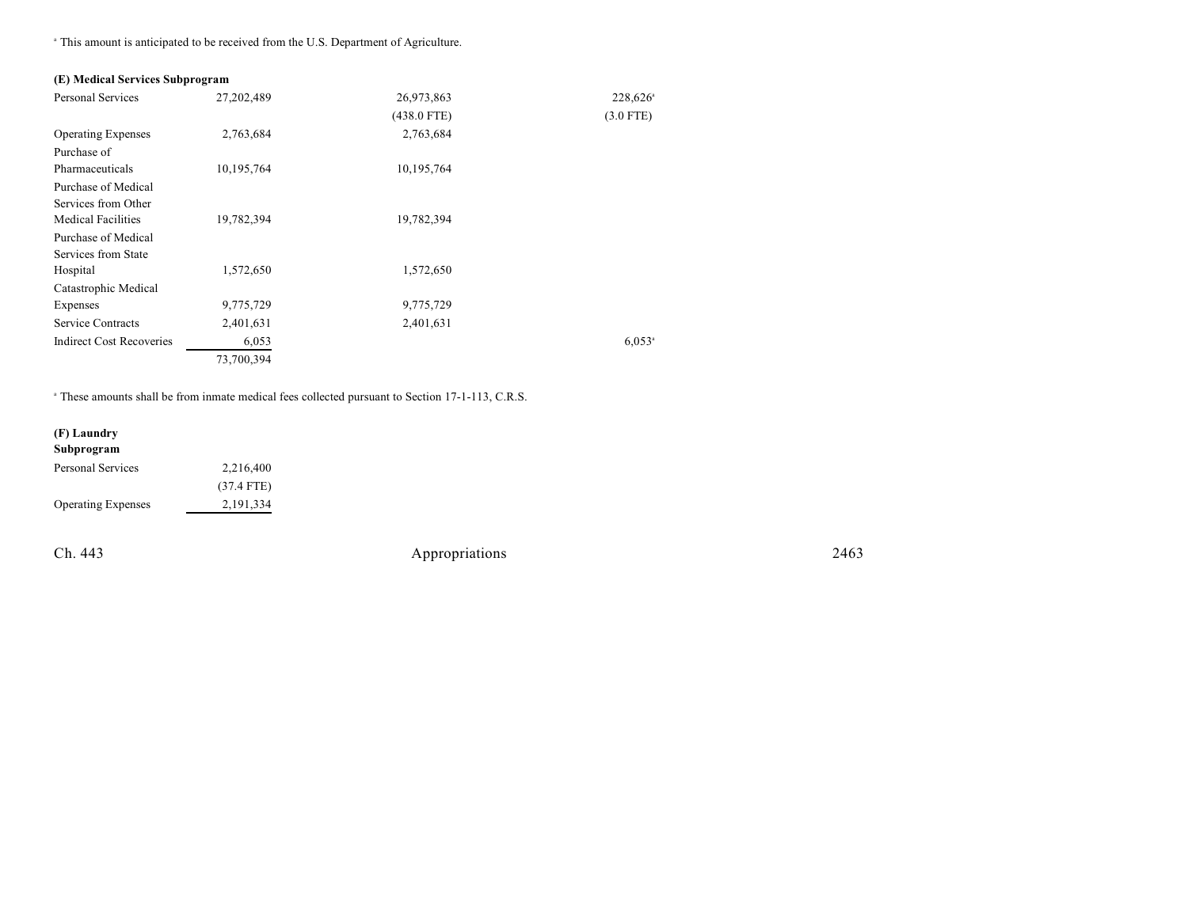[a] This amount is anticipated to be received from the U.S. Department of Agriculture.

**(E) Medical Services Subprogram**

| | | | |
|---|---|---|---|
| Personal Services | 27,202,489 | 26,973,863 | 228,626[a] |
| | | (438.0 FTE) | (3.0 FTE) |
| Operating Expenses | 2,763,684 | 2,763,684 | |
| Purchase of Pharmaceuticals | 10,195,764 | 10,195,764 | |
| Purchase of Medical Services from Other Medical Facilities | 19,782,394 | 19,782,394 | |
| Purchase of Medical Services from State Hospital | 1,572,650 | 1,572,650 | |
| Catastrophic Medical Expenses | 9,775,729 | 9,775,729 | |
| Service Contracts | 2,401,631 | 2,401,631 | |
| Indirect Cost Recoveries | 6,053 | | 6,053[a] |
| | 73,700,394 | | |

[a] These amounts shall be from inmate medical fees collected pursuant to Section 17-1-113, C.R.S.

**(F) Laundry Subprogram**

| | |
|---|---|
| Personal Services | 2,216,400 |
| | (37.4 FTE) |
| Operating Expenses | 2,191,334 |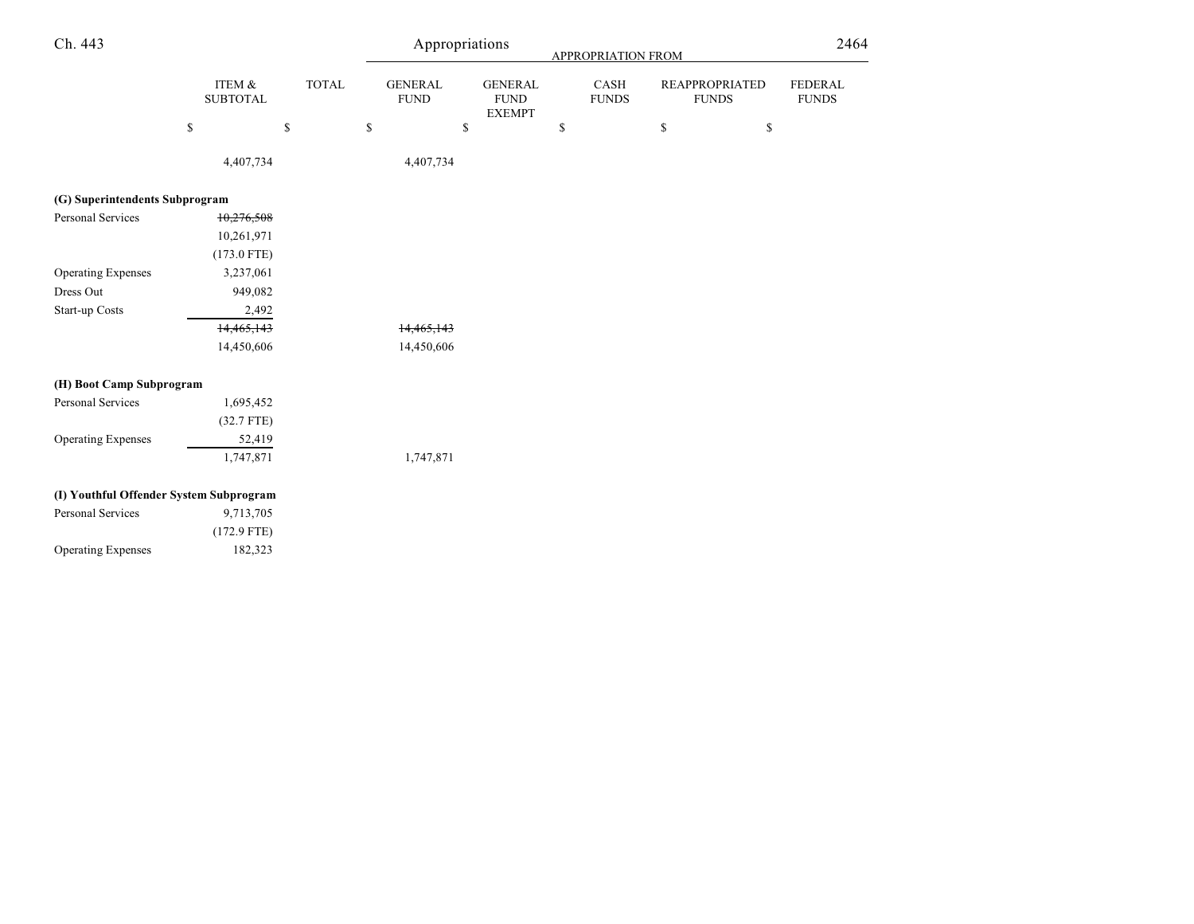| | ITEM & SUBTOTAL | TOTAL | GENERAL FUND | GENERAL FUND EXEMPT | CASH FUNDS | REAPPROPRIATED FUNDS | FEDERAL FUNDS |
|---|---|---|---|---|---|---|---|
| | $ | $ | $ | $ | $ | $ | $ |
| | 4,407,734 | | 4,407,734 | | | | |
| **(G) Superintendents Subprogram** | | | | | | | |
| Personal Services | ~~10,276,508~~ | | | | | | |
| | 10,261,971 | | | | | | |
| | (173.0 FTE) | | | | | | |
| Operating Expenses | 3,237,061 | | | | | | |
| Dress Out | 949,082 | | | | | | |
| Start-up Costs | 2,492 | | | | | | |
| | ~~14,465,143~~ | | ~~14,465,143~~ | | | | |
| | 14,450,606 | | 14,450,606 | | | | |
| **(H) Boot Camp Subprogram** | | | | | | | |
| Personal Services | 1,695,452 | | | | | | |
| | (32.7 FTE) | | | | | | |
| Operating Expenses | 52,419 | | | | | | |
| | 1,747,871 | | 1,747,871 | | | | |
| **(I) Youthful Offender System Subprogram** | | | | | | | |
| Personal Services | 9,713,705 | | | | | | |
| | (172.9 FTE) | | | | | | |
| Operating Expenses | 182,323 | | | | | | |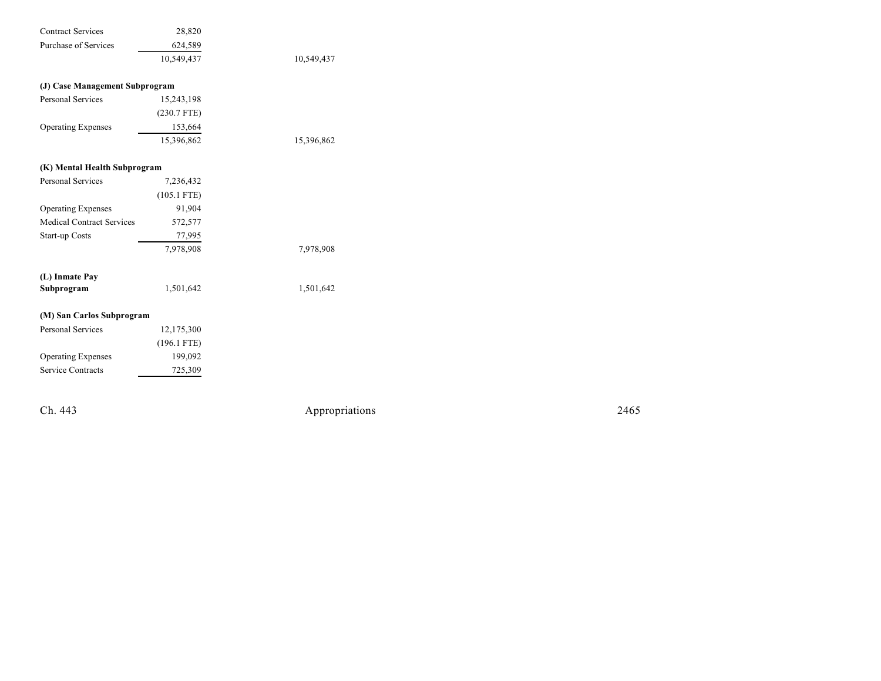| | | |
|---|---|---|
| Contract Services | 28,820 | |
| Purchase of Services | 624,589 | |
| | 10,549,437 | 10,549,437 |
| **(J) Case Management Subprogram** | | |
| Personal Services | 15,243,198 | |
| | (230.7 FTE) | |
| Operating Expenses | 153,664 | |
| | 15,396,862 | 15,396,862 |
| **(K) Mental Health Subprogram** | | |
| Personal Services | 7,236,432 | |
| | (105.1 FTE) | |
| Operating Expenses | 91,904 | |
| Medical Contract Services | 572,577 | |
| Start-up Costs | 77,995 | |
| | 7,978,908 | 7,978,908 |
| **(L) Inmate Pay Subprogram** | 1,501,642 | 1,501,642 |
| **(M) San Carlos Subprogram** | | |
| Personal Services | 12,175,300 | |
| | (196.1 FTE) | |
| Operating Expenses | 199,092 | |
| Service Contracts | 725,309 | |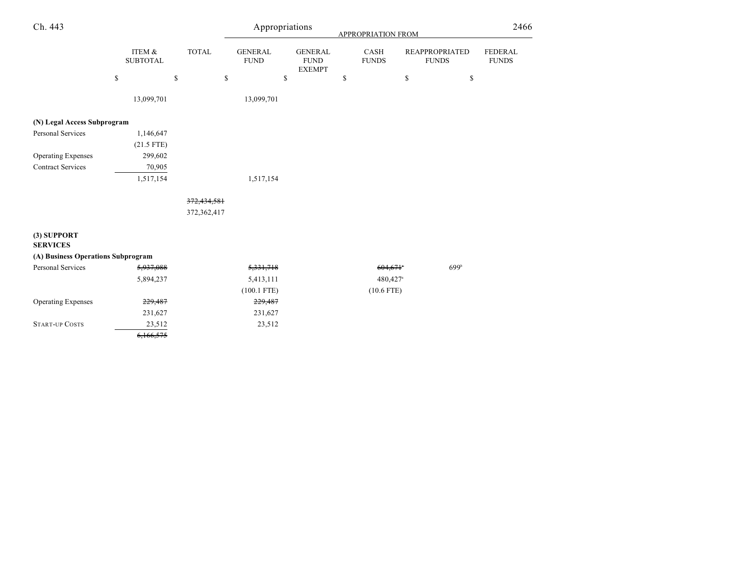| | ITEM & SUBTOTAL | TOTAL | GENERAL FUND | GENERAL FUND EXEMPT | CASH FUNDS | REAPPROPRIATED FUNDS | FEDERAL FUNDS |
|---|---|---|---|---|---|---|---|
| | $ | $ | $ | $ | $ | $ | $ |
| | 13,099,701 | | 13,099,701 | | | | |
| **(N) Legal Access Subprogram** | | | | | | | |
| Personal Services | 1,146,647 | | | | | | |
| | (21.5 FTE) | | | | | | |
| Operating Expenses | 299,602 | | | | | | |
| Contract Services | 70,905 | | | | | | |
| | 1,517,154 | | 1,517,154 | | | | |
| | | ~~372,434,581~~ | | | | | |
| | | 372,362,417 | | | | | |
| **(3) SUPPORT SERVICES** | | | | | | | |
| **(A) Business Operations Subprogram** | | | | | | | |
| Personal Services | ~~5,937,088~~ | | ~~5,331,718~~ | | ~~604,671~~[a] | 699[b] | |
| | 5,894,237 | | 5,413,111 | | 480,427[a] | | |
| | | | (100.1 FTE) | | (10.6 FTE) | | |
| Operating Expenses | ~~229,487~~ | | ~~229,487~~ | | | | |
| | 231,627 | | 231,627 | | | | |
| START-UP COSTS | 23,512 | | 23,512 | | | | |
| | ~~6,166,575~~ | | | | | | |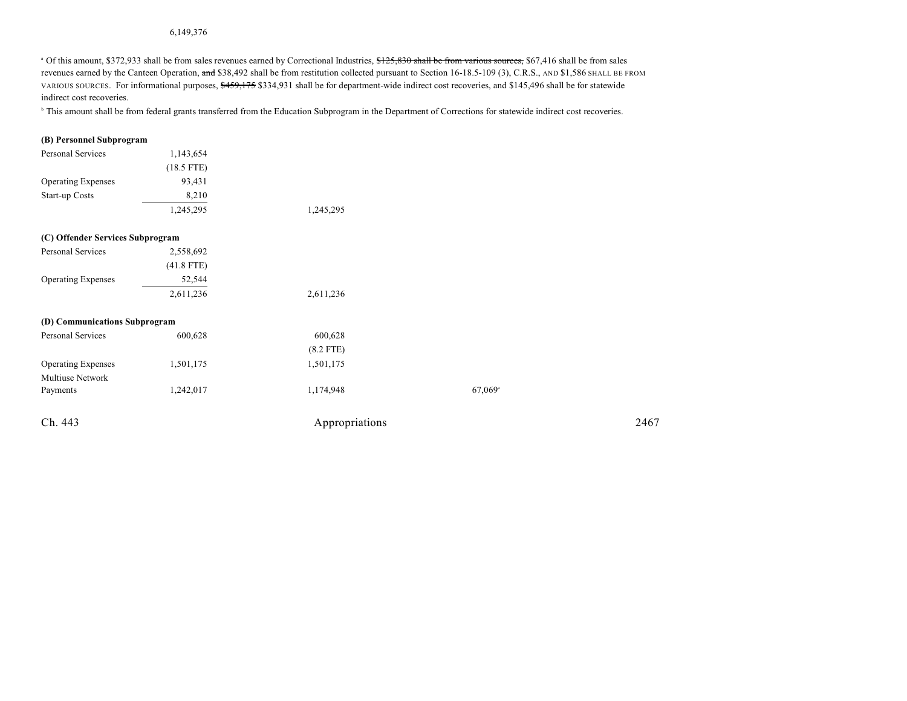6,149,376

[a] Of this amount, $372,933 shall be from sales revenues earned by Correctional Industries, ~~$125,830 shall be from various sources,~~ $67,416 shall be from sales revenues earned by the Canteen Operation, ~~and~~ $38,492 shall be from restitution collected pursuant to Section 16-18.5-109 (3), C.R.S., AND $1,586 SHALL BE FROM VARIOUS SOURCES. For informational purposes, ~~$459,175~~ $334,931 shall be for department-wide indirect cost recoveries, and $145,496 shall be for statewide indirect cost recoveries.

[b] This amount shall be from federal grants transferred from the Education Subprogram in the Department of Corrections for statewide indirect cost recoveries.

**(B) Personnel Subprogram**

| | | | |
|---|---|---|---|
| Personal Services | 1,143,654 | | |
| | (18.5 FTE) | | |
| Operating Expenses | 93,431 | | |
| Start-up Costs | 8,210 | | |
| | 1,245,295 | 1,245,295 | |

**(C) Offender Services Subprogram**

| | | | |
|---|---|---|---|
| Personal Services | 2,558,692 | | |
| | (41.8 FTE) | | |
| Operating Expenses | 52,544 | | |
| | 2,611,236 | 2,611,236 | |

**(D) Communications Subprogram**

| | | | |
|---|---|---|---|
| Personal Services | 600,628 | 600,628 | |
| | | (8.2 FTE) | |
| Operating Expenses | 1,501,175 | 1,501,175 | |
| Multiuse Network Payments | 1,242,017 | 1,174,948 | 67,069[a] |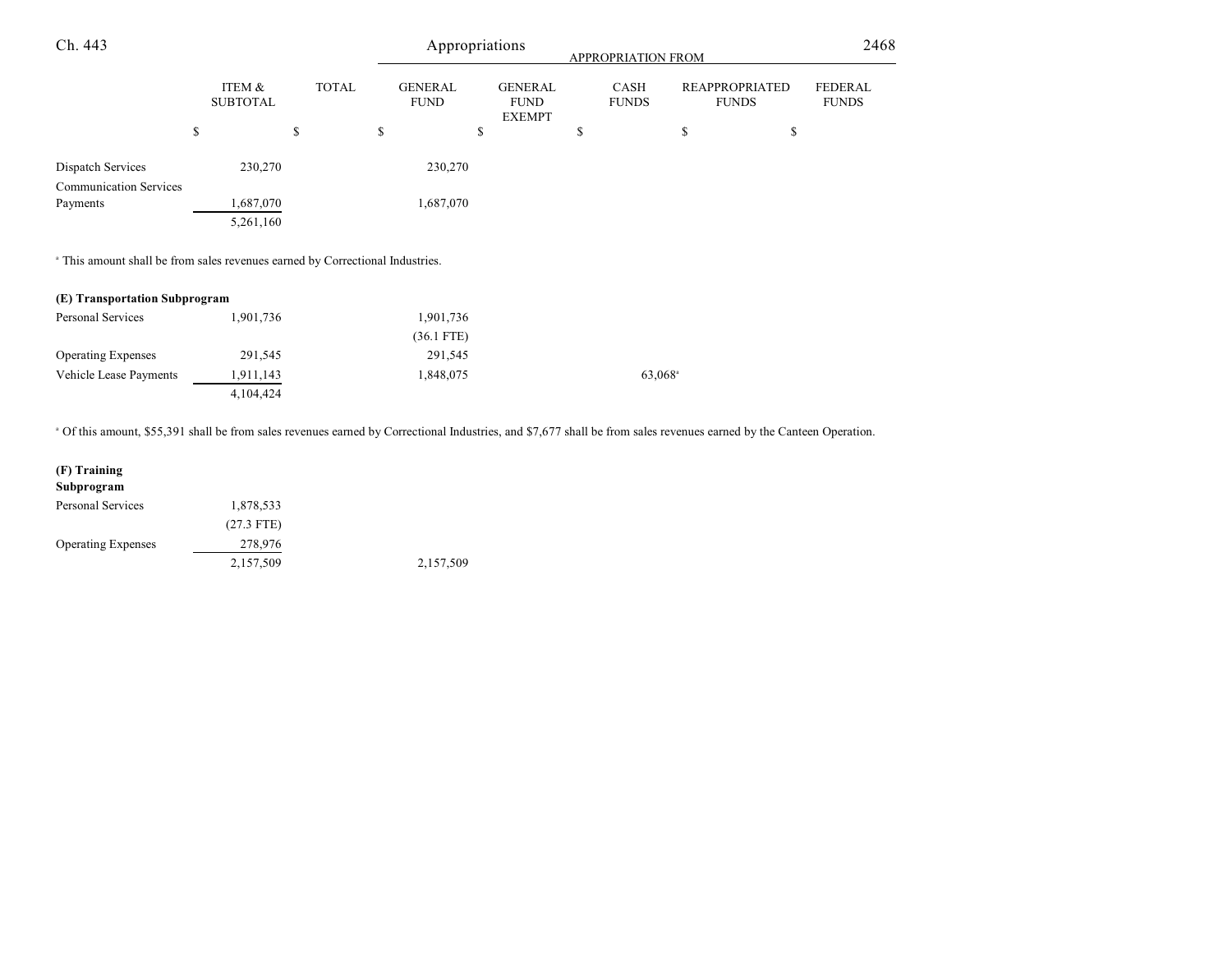| | ITEM & SUBTOTAL | TOTAL | GENERAL FUND | GENERAL FUND EXEMPT | CASH FUNDS | REAPPROPRIATED FUNDS | FEDERAL FUNDS |
|---|---|---|---|---|---|---|---|
| | | | APPROPRIATION FROM | | | | |
| | $ | $ | $ | $ | $ | $ | $ |
| Dispatch Services | 230,270 | | 230,270 | | | | |
| Communication Services Payments | 1,687,070 | | 1,687,070 | | | | |
| | 5,261,160 | | | | | | |

[a] This amount shall be from sales revenues earned by Correctional Industries.

**(E) Transportation Subprogram**

| | ITEM & SUBTOTAL | TOTAL | GENERAL FUND | GENERAL FUND EXEMPT | CASH FUNDS | REAPPROPRIATED FUNDS | FEDERAL FUNDS |
|---|---|---|---|---|---|---|---|
| Personal Services | 1,901,736 | | 1,901,736 | | | | |
| | | | (36.1 FTE) | | | | |
| Operating Expenses | 291,545 | | 291,545 | | | | |
| Vehicle Lease Payments | 1,911,143 | | 1,848,075 | | 63,068[a] | | |
| | 4,104,424 | | | | | | |

[a] Of this amount, $55,391 shall be from sales revenues earned by Correctional Industries, and $7,677 shall be from sales revenues earned by the Canteen Operation.

**(F) Training Subprogram**

| | ITEM & SUBTOTAL | TOTAL | GENERAL FUND | GENERAL FUND EXEMPT | CASH FUNDS | REAPPROPRIATED FUNDS | FEDERAL FUNDS |
|---|---|---|---|---|---|---|---|
| Personal Services | 1,878,533 | | | | | | |
| | (27.3 FTE) | | | | | | |
| Operating Expenses | 278,976 | | | | | | |
| | 2,157,509 | | 2,157,509 | | | | |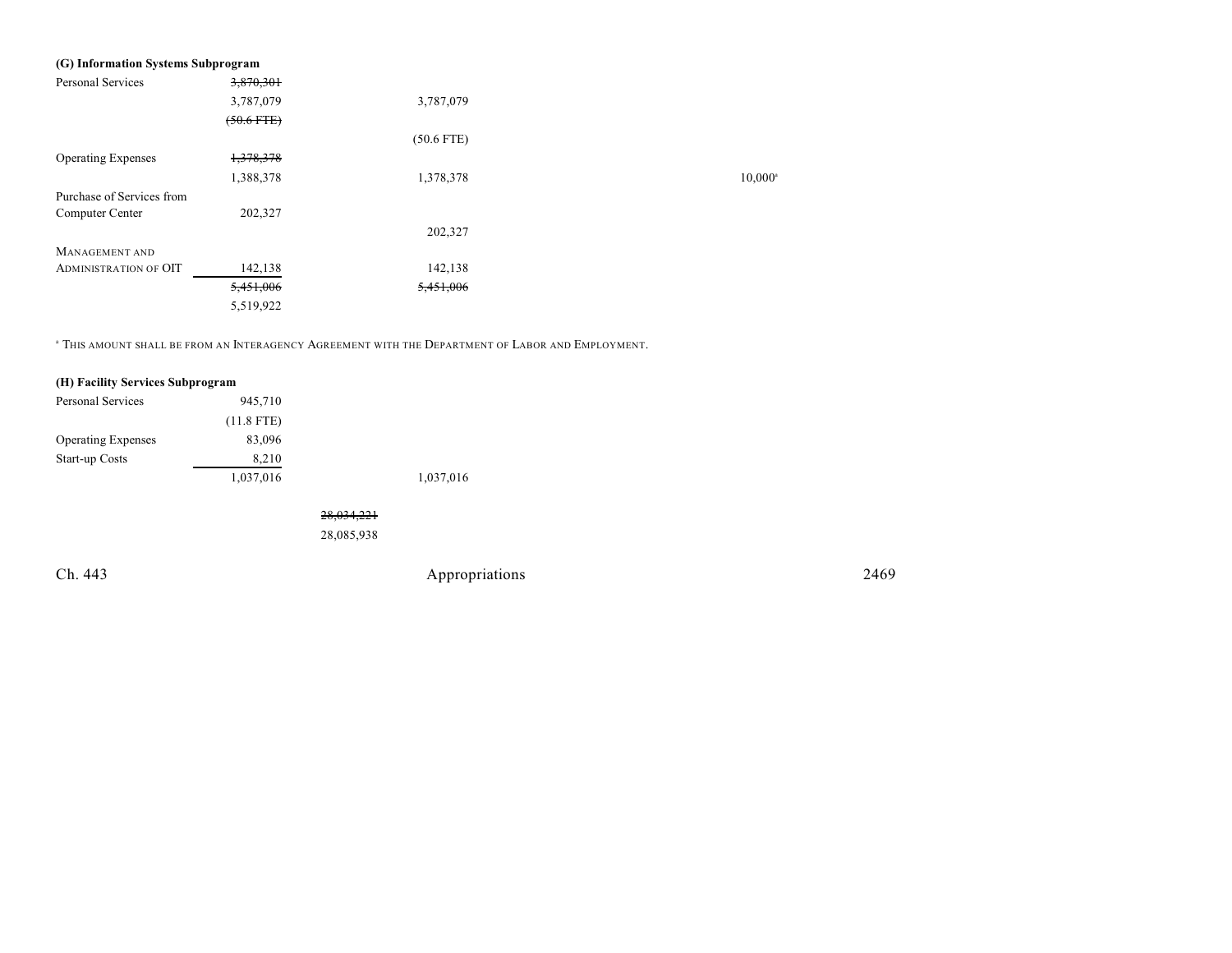**(G) Information Systems Subprogram**

| | | | | | |
|---|---|---|---|---|---|
| Personal Services | ~~3,870,301~~ | | | | |
| | 3,787,079 | | 3,787,079 | | |
| | ~~(50.6 FTE)~~ | | | | |
| | | | (50.6 FTE) | | |
| Operating Expenses | ~~1,378,378~~ | | | | |
| | 1,388,378 | | 1,378,378 | | 10,000[a] |
| Purchase of Services from Computer Center | 202,327 | | | | |
| | | | 202,327 | | |
| MANAGEMENT AND ADMINISTRATION OF OIT | 142,138 | | 142,138 | | |
| | ~~5,451,006~~ | | ~~5,451,006~~ | | |
| | 5,519,922 | | | | |

[a] THIS AMOUNT SHALL BE FROM AN INTERAGENCY AGREEMENT WITH THE DEPARTMENT OF LABOR AND EMPLOYMENT.

**(H) Facility Services Subprogram**

| | | | | | |
|---|---|---|---|---|---|
| Personal Services | 945,710 | | | | |
| | (11.8 FTE) | | | | |
| Operating Expenses | 83,096 | | | | |
| Start-up Costs | 8,210 | | | | |
| | 1,037,016 | | 1,037,016 | | |
| | | ~~28,034,221~~ | | | |
| | | 28,085,938 | | | |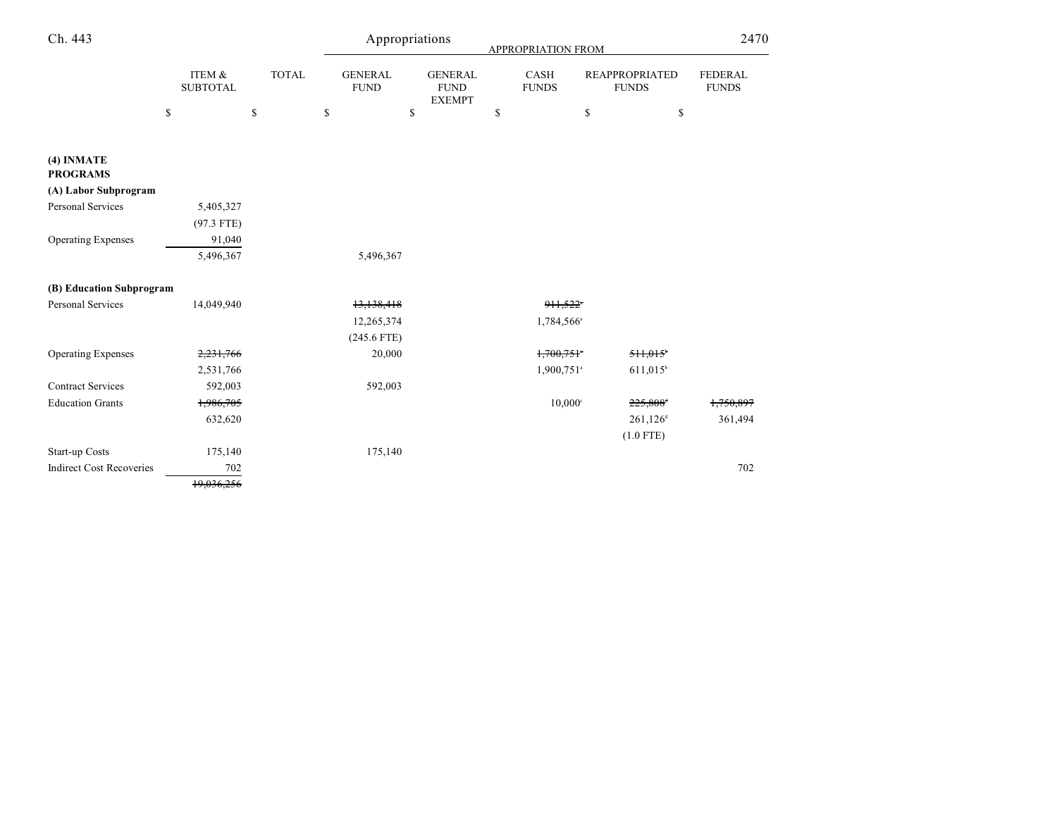| | ITEM & SUBTOTAL | TOTAL | APPROPRIATION FROM GENERAL FUND | GENERAL FUND EXEMPT | CASH FUNDS | REAPPROPRIATED FUNDS | FEDERAL FUNDS |
|---|---|---|---|---|---|---|---|
| | $ | $ | $ | $ | $ | $ | $ |
| **(4) INMATE PROGRAMS** | | | | | | | |
| **(A) Labor Subprogram** | | | | | | | |
| Personal Services | 5,405,327 | | | | | | |
| | (97.3 FTE) | | | | | | |
| Operating Expenses | 91,040 | | | | | | |
| | 5,496,367 | | 5,496,367 | | | | |
| **(B) Education Subprogram** | | | | | | | |
| Personal Services | 14,049,940 | | ~~13,138,418~~ | | ~~911,522~~[a] | | |
| | | | 12,265,374 | | 1,784,566[a] | | |
| | | | (245.6 FTE) | | | | |
| Operating Expenses | ~~2,231,766~~ | | 20,000 | | ~~1,700,751~~[a] | ~~511,015~~[b] | |
| | 2,531,766 | | | | 1,900,751[a] | 611,015[b] | |
| Contract Services | 592,003 | | 592,003 | | | | |
| Education Grants | ~~1,986,705~~ | | | | 10,000[c] | ~~225,808~~[d] | ~~1,750,897~~ |
| | 632,620 | | | | | 261,126[d] | 361,494 |
| | | | | | | (1.0 FTE) | |
| Start-up Costs | 175,140 | | 175,140 | | | | |
| Indirect Cost Recoveries | 702 | | | | | | 702 |
| | ~~19,036,256~~ | | | | | | |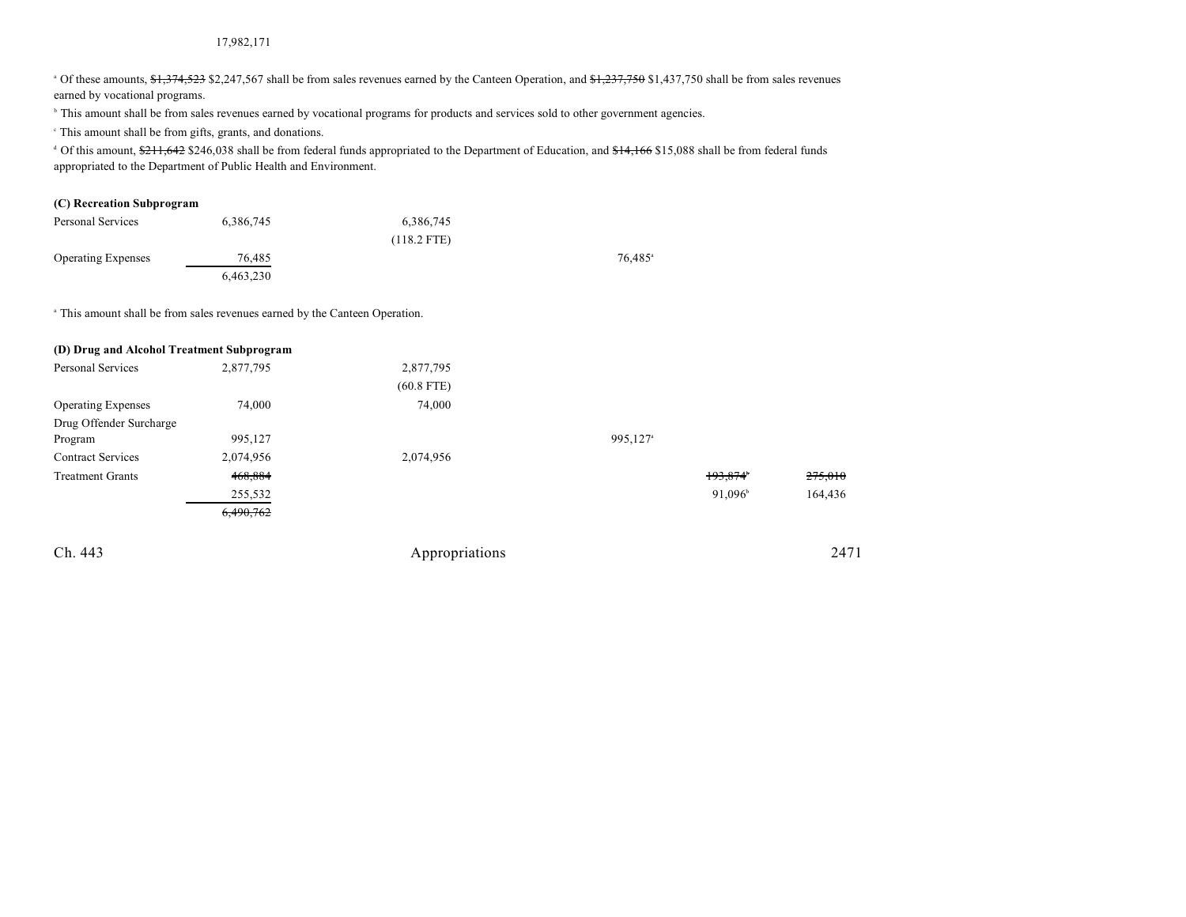17,982,171

[a] Of these amounts, ~~$1,374,523~~ $2,247,567 shall be from sales revenues earned by the Canteen Operation, and ~~$1,237,750~~ $1,437,750 shall be from sales revenues earned by vocational programs.

[b] This amount shall be from sales revenues earned by vocational programs for products and services sold to other government agencies.

[c] This amount shall be from gifts, grants, and donations.

[d] Of this amount, ~~$211,642~~ $246,038 shall be from federal funds appropriated to the Department of Education, and ~~$14,166~~ $15,088 shall be from federal funds appropriated to the Department of Public Health and Environment.

**(C) Recreation Subprogram**

| | | | | | |
|---|---|---|---|---|---|
| Personal Services | 6,386,745 | 6,386,745 (118.2 FTE) | | | |
| Operating Expenses | 76,485 | | 76,485[a] | | |
| | 6,463,230 | | | | |

[a] This amount shall be from sales revenues earned by the Canteen Operation.

**(D) Drug and Alcohol Treatment Subprogram**

| | | | | | |
|---|---|---|---|---|---|
| Personal Services | 2,877,795 | 2,877,795 (60.8 FTE) | | | |
| Operating Expenses | 74,000 | 74,000 | | | |
| Drug Offender Surcharge Program | 995,127 | | 995,127[a] | | |
| Contract Services | 2,074,956 | 2,074,956 | | | |
| Treatment Grants | ~~468,884~~ 255,532 | | | ~~193,874~~[b] 91,096[b] | ~~275,010~~ 164,436 |
| | ~~6,490,762~~ | | | | |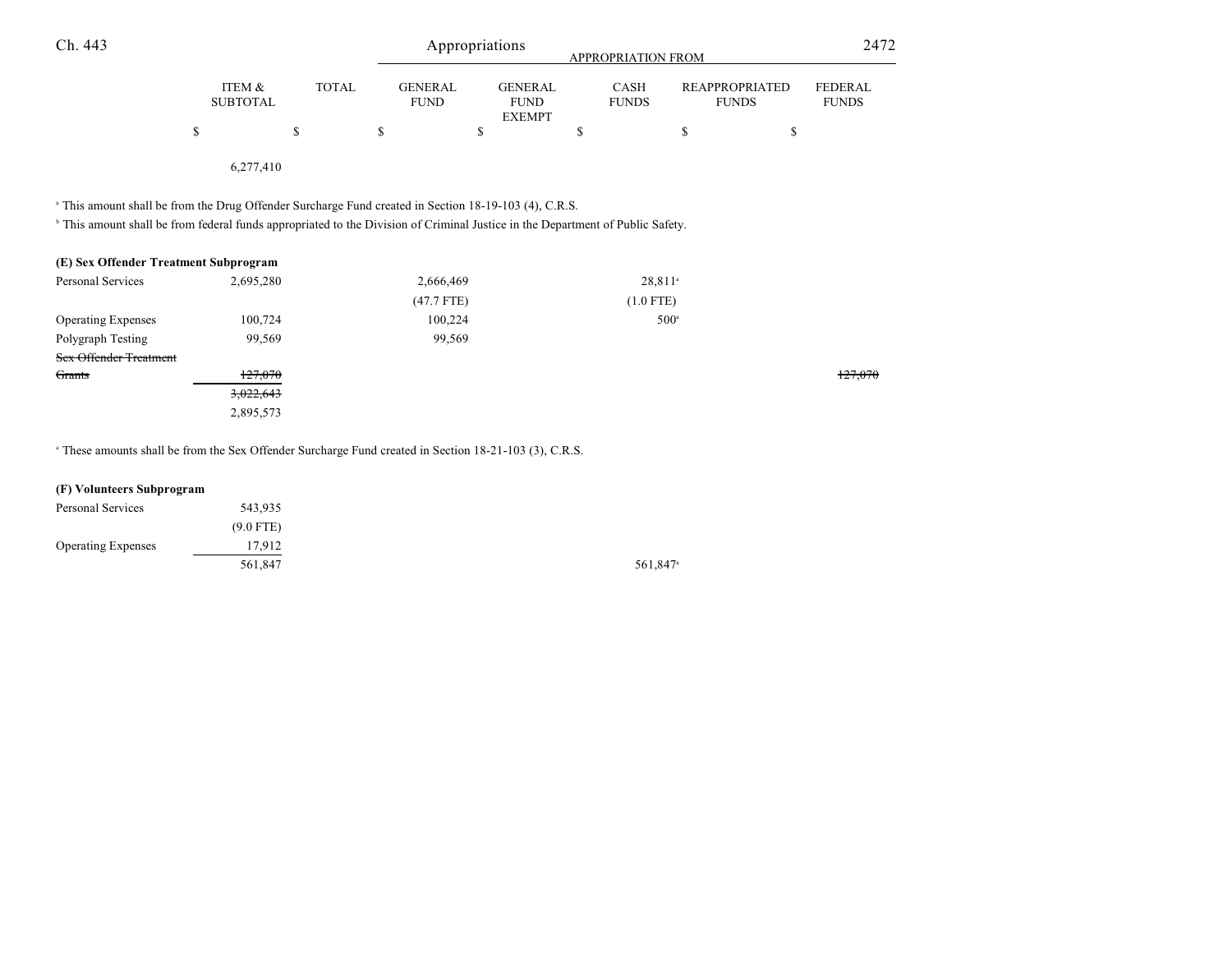| | ITEM & SUBTOTAL | TOTAL | GENERAL FUND | GENERAL FUND EXEMPT | CASH FUNDS | REAPPROPRIATED FUNDS | FEDERAL FUNDS |
|---|---|---|---|---|---|---|---|
| | $ | $ | $ | $ | $ | $ | $ |
| | 6,277,410 | | | | | | |

[a] This amount shall be from the Drug Offender Surcharge Fund created in Section 18-19-103 (4), C.R.S.

[b] This amount shall be from federal funds appropriated to the Division of Criminal Justice in the Department of Public Safety.

**(E) Sex Offender Treatment Subprogram**

| | ITEM & SUBTOTAL | TOTAL | GENERAL FUND | GENERAL FUND EXEMPT | CASH FUNDS | REAPPROPRIATED FUNDS | FEDERAL FUNDS |
|---|---|---|---|---|---|---|---|
| Personal Services | 2,695,280 | | 2,666,469 | | 28,811[a] | | |
| | | | (47.7 FTE) | | (1.0 FTE) | | |
| Operating Expenses | 100,724 | | 100,224 | | 500[a] | | |
| Polygraph Testing | 99,569 | | 99,569 | | | | |
| ~~Sex Offender Treatment Grants~~ | ~~127,070~~ | | | | | | ~~127,070~~ |
| | ~~3,022,643~~ | | | | | | |
| | 2,895,573 | | | | | | |

[a] These amounts shall be from the Sex Offender Surcharge Fund created in Section 18-21-103 (3), C.R.S.

**(F) Volunteers Subprogram**

| | ITEM & SUBTOTAL | TOTAL | GENERAL FUND | GENERAL FUND EXEMPT | CASH FUNDS | REAPPROPRIATED FUNDS | FEDERAL FUNDS |
|---|---|---|---|---|---|---|---|
| Personal Services | 543,935 | | | | | | |
| | (9.0 FTE) | | | | | | |
| Operating Expenses | 17,912 | | | | | | |
| | 561,847 | | | | 561,847[a] | | |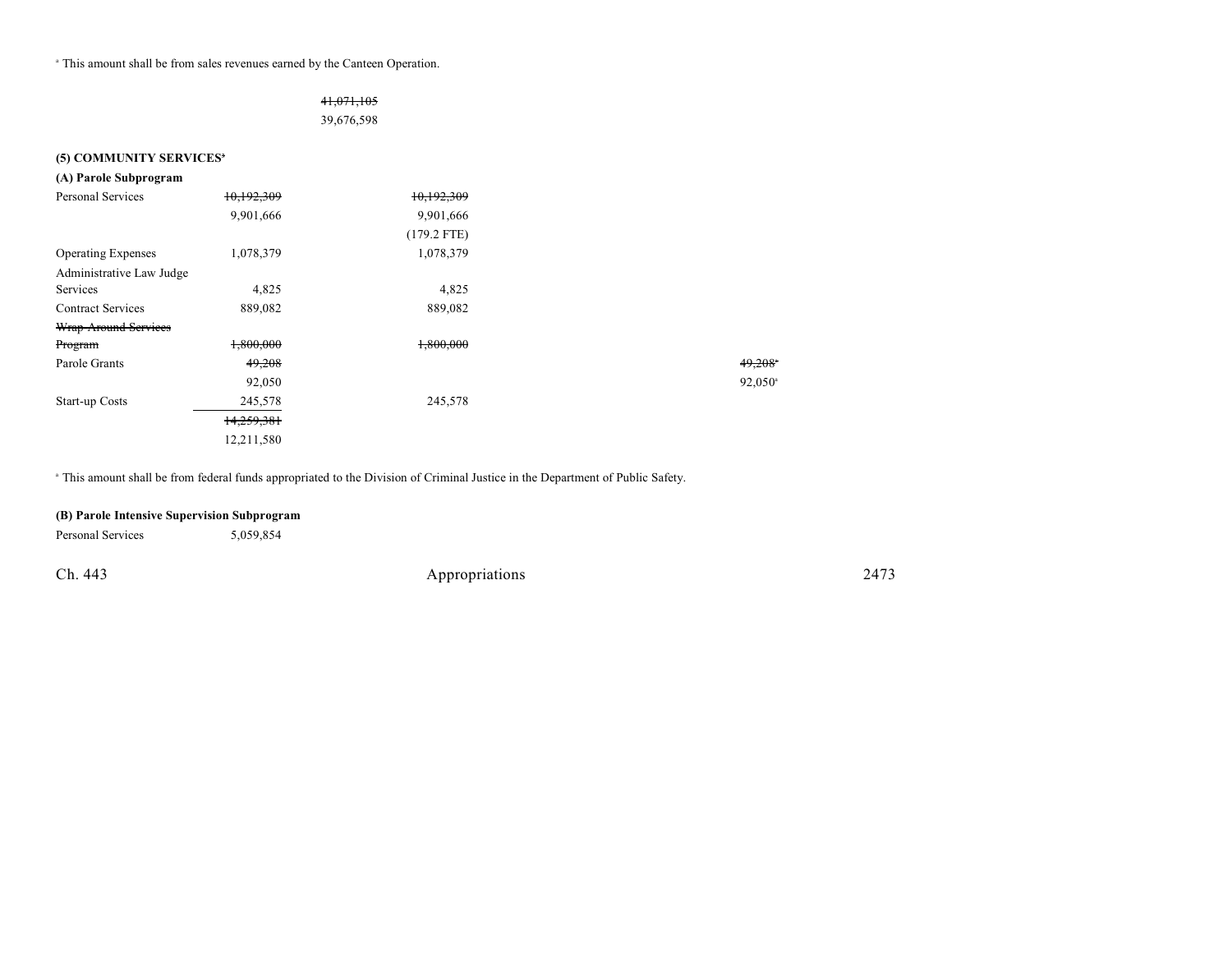[a] This amount shall be from sales revenues earned by the Canteen Operation.

| | | | | | | |
|---|---|---|---|---|---|---|
| | | ~~41,071,105~~ | | | | |
| | | 39,676,598 | | | | |

**(5) COMMUNITY SERVICES[a]**

**(A) Parole Subprogram**

| | | | | | | |
|---|---|---|---|---|---|---|
| Personal Services | ~~10,192,309~~ | | ~~10,192,309~~ | | | |
| | 9,901,666 | | 9,901,666 | | | |
| | | | (179.2 FTE) | | | |
| Operating Expenses | 1,078,379 | | 1,078,379 | | | |
| Administrative Law Judge Services | 4,825 | | 4,825 | | | |
| Contract Services | 889,082 | | 889,082 | | | |
| ~~Wrap-Around Services Program~~ | ~~1,800,000~~ | | ~~1,800,000~~ | | | |
| Parole Grants | ~~49,208~~ | | | | | ~~49,208~~[a] |
| | 92,050 | | | | | 92,050[a] |
| Start-up Costs | 245,578 | | 245,578 | | | |
| | ~~14,259,381~~ | | | | | |
| | 12,211,580 | | | | | |

[a] This amount shall be from federal funds appropriated to the Division of Criminal Justice in the Department of Public Safety.

**(B) Parole Intensive Supervision Subprogram**

| | | | | | | |
|---|---|---|---|---|---|---|
| Personal Services | 5,059,854 | | | | | |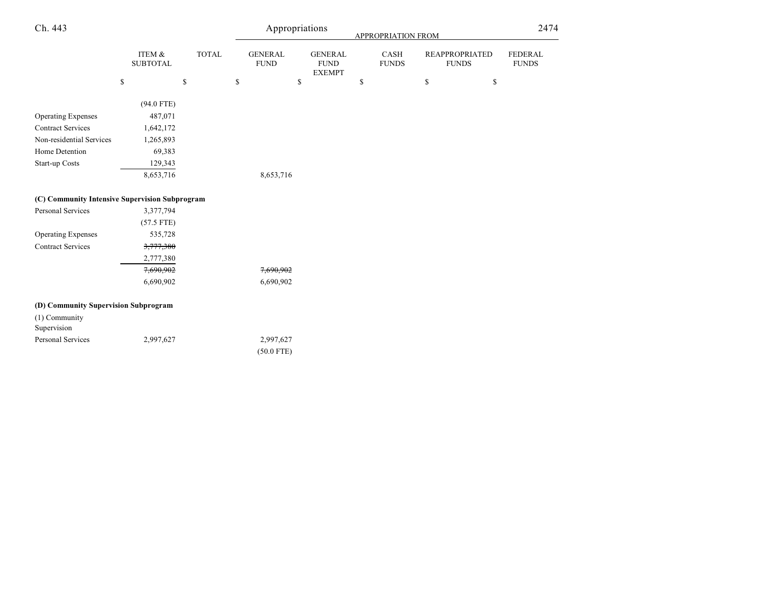| | ITEM & SUBTOTAL | TOTAL | GENERAL FUND | GENERAL FUND EXEMPT | CASH FUNDS | REAPPROPRIATED FUNDS | FEDERAL FUNDS |
|---|---|---|---|---|---|---|---|
| | $ | $ | $ | $ | $ | $ | $ |
| | (94.0 FTE) | | | | | | |
| Operating Expenses | 487,071 | | | | | | |
| Contract Services | 1,642,172 | | | | | | |
| Non-residential Services | 1,265,893 | | | | | | |
| Home Detention | 69,383 | | | | | | |
| Start-up Costs | 129,343 | | | | | | |
| | 8,653,716 | | 8,653,716 | | | | |
| **(C) Community Intensive Supervision Subprogram** | | | | | | | |
| Personal Services | 3,377,794 | | | | | | |
| | (57.5 FTE) | | | | | | |
| Operating Expenses | 535,728 | | | | | | |
| Contract Services | ~~3,777,380~~ | | | | | | |
| | 2,777,380 | | | | | | |
| | ~~7,690,902~~ | | ~~7,690,902~~ | | | | |
| | 6,690,902 | | 6,690,902 | | | | |
| **(D) Community Supervision Subprogram** | | | | | | | |
| (1) Community Supervision | | | | | | | |
| Personal Services | 2,997,627 | | 2,997,627 | | | | |
| | | | (50.0 FTE) | | | | |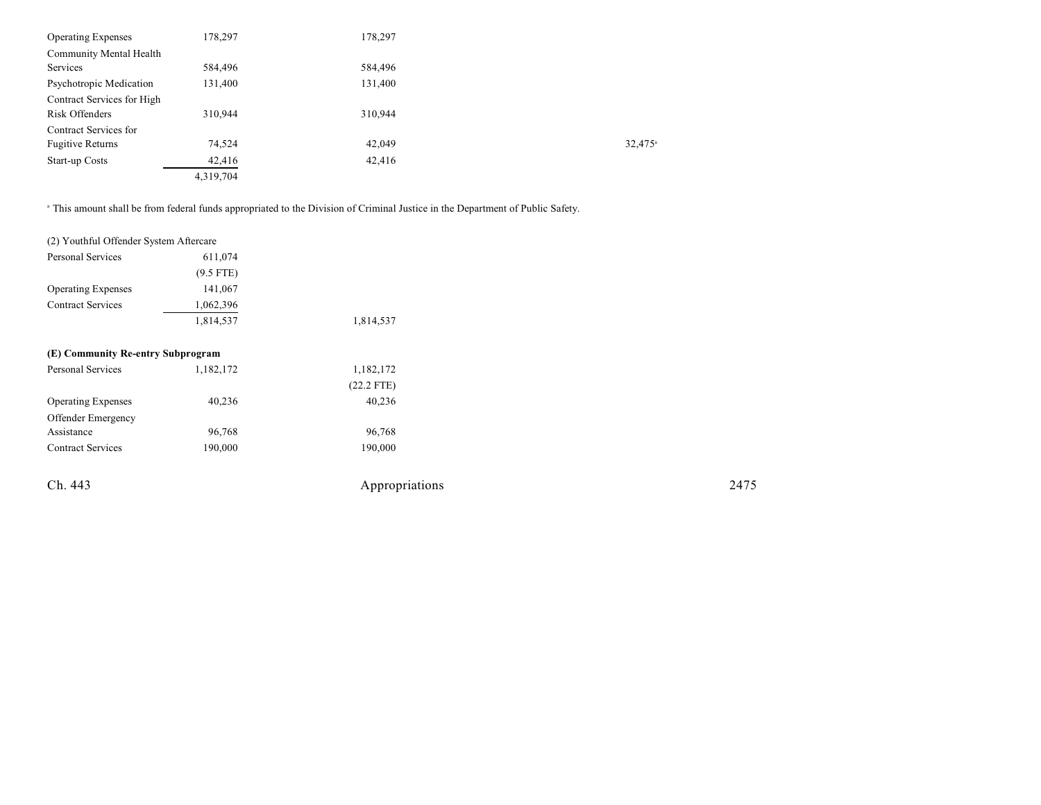| | | | | | |
|---|---|---|---|---|---|
| Operating Expenses | 178,297 | 178,297 | | | |
| Community Mental Health Services | 584,496 | 584,496 | | | |
| Psychotropic Medication | 131,400 | 131,400 | | | |
| Contract Services for High Risk Offenders | 310,944 | 310,944 | | | |
| Contract Services for Fugitive Returns | 74,524 | 42,049 | | 32,475[a] | |
| Start-up Costs | 42,416 | 42,416 | | | |
| | 4,319,704 | | | | |

[a] This amount shall be from federal funds appropriated to the Division of Criminal Justice in the Department of Public Safety.

| | | | | | |
|---|---|---|---|---|---|
| (2) Youthful Offender System Aftercare | | | | | |
| Personal Services | 611,074 | | | | |
| | (9.5 FTE) | | | | |
| Operating Expenses | 141,067 | | | | |
| Contract Services | 1,062,396 | | | | |
| | 1,814,537 | 1,814,537 | | | |

**(E) Community Re-entry Subprogram**

| | | | | | |
|---|---|---|---|---|---|
| Personal Services | 1,182,172 | 1,182,172 | | | |
| | | (22.2 FTE) | | | |
| Operating Expenses | 40,236 | 40,236 | | | |
| Offender Emergency Assistance | 96,768 | 96,768 | | | |
| Contract Services | 190,000 | 190,000 | | | |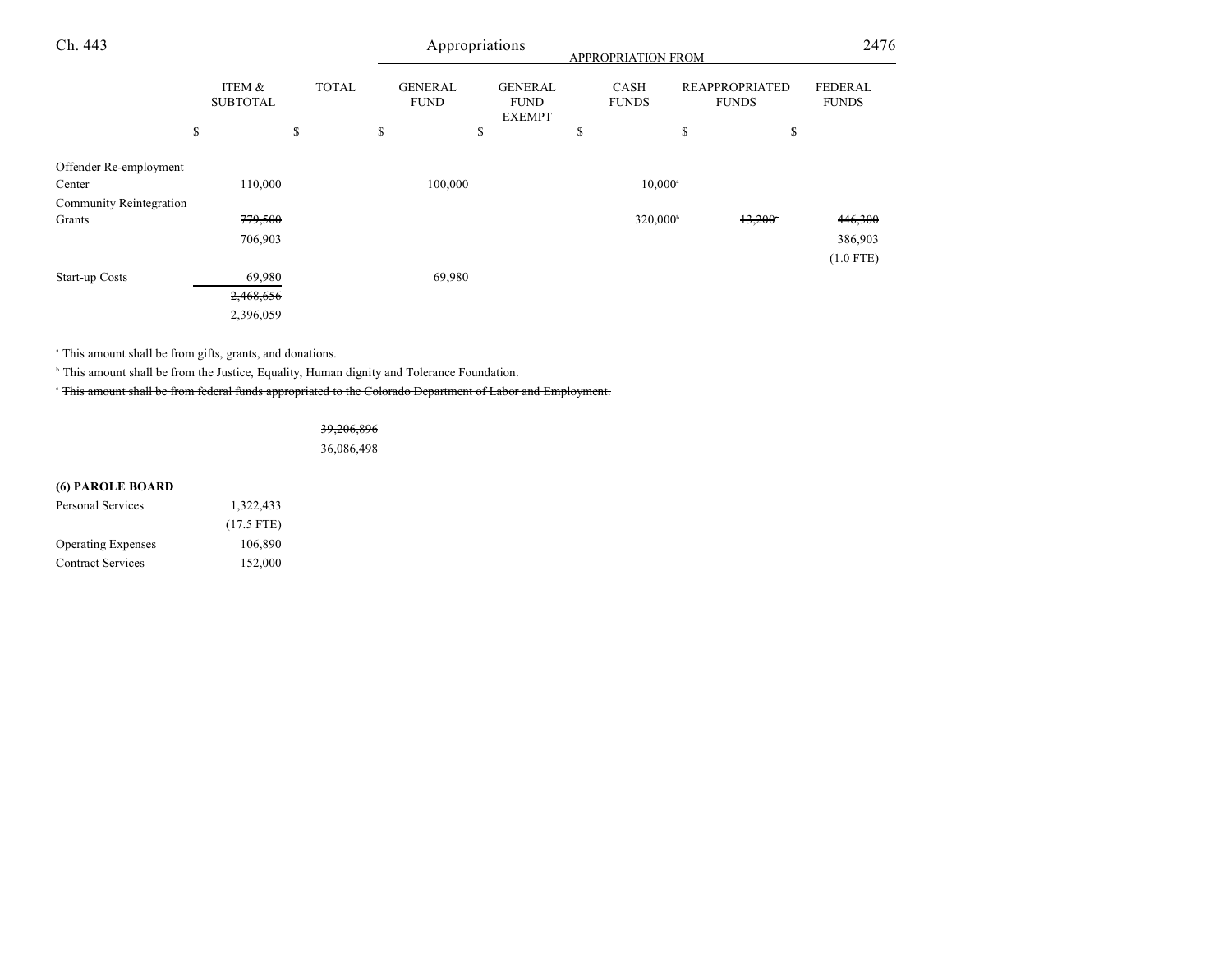| | ITEM & SUBTOTAL | TOTAL | GENERAL FUND | GENERAL FUND EXEMPT | CASH FUNDS | REAPPROPRIATED FUNDS | FEDERAL FUNDS |
|---|---|---|---|---|---|---|---|
| | $ | $ | $ | $ | $ | $ | $ |
| Offender Re-employment Center | 110,000 | | 100,000 | | 10,000[a] | | |
| Community Reintegration Grants | ~~779,500~~ 706,903 | | | | 320,000[b] | ~~13,200~~[c] | ~~446,300~~ 386,903 (1.0 FTE) |
| Start-up Costs | 69,980 | | 69,980 | | | | |
| | ~~2,468,656~~ 2,396,059 | | | | | | |

[a] This amount shall be from gifts, grants, and donations.

[b] This amount shall be from the Justice, Equality, Human dignity and Tolerance Foundation.

[c] ~~This amount shall be from federal funds appropriated to the Colorado Department of Labor and Employment.~~

| | ITEM & SUBTOTAL | TOTAL | GENERAL FUND | GENERAL FUND EXEMPT | CASH FUNDS | REAPPROPRIATED FUNDS | FEDERAL FUNDS |
|---|---|---|---|---|---|---|---|
| | | ~~39,206,896~~ 36,086,498 | | | | | |

**(6) PAROLE BOARD**

| | ITEM & SUBTOTAL | TOTAL | GENERAL FUND | GENERAL FUND EXEMPT | CASH FUNDS | REAPPROPRIATED FUNDS | FEDERAL FUNDS |
|---|---|---|---|---|---|---|---|
| Personal Services | 1,322,433 (17.5 FTE) | | | | | | |
| Operating Expenses | 106,890 | | | | | | |
| Contract Services | 152,000 | | | | | | |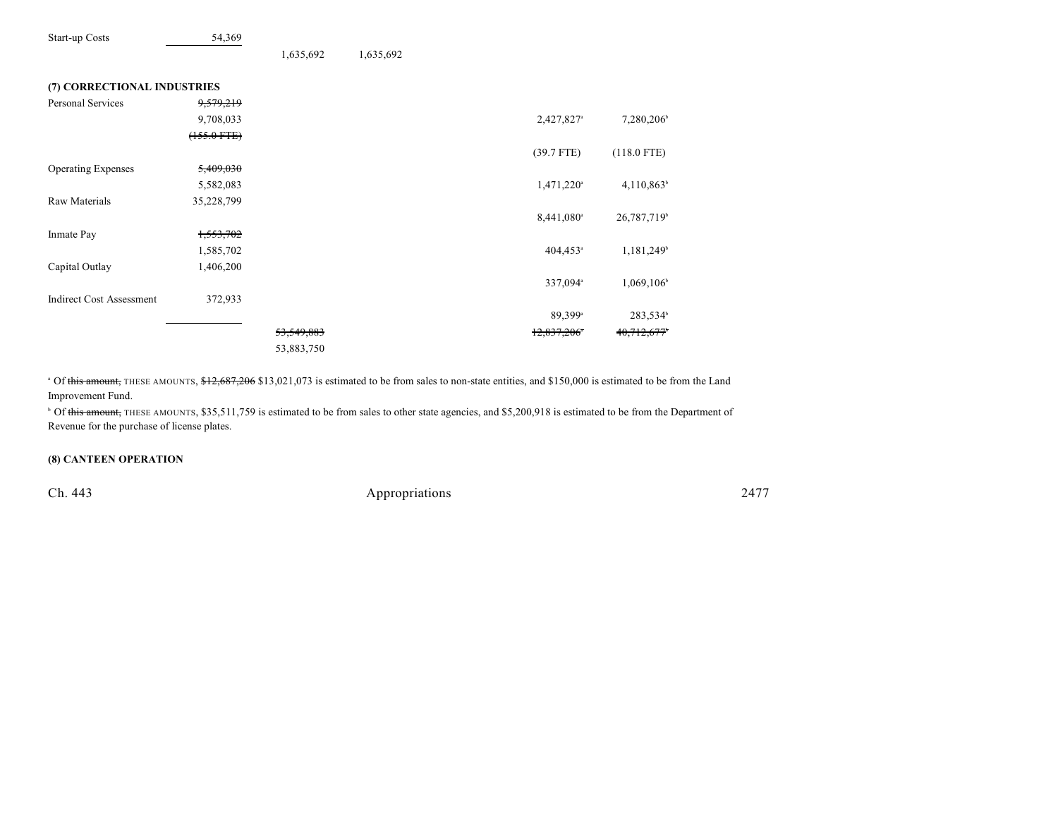| | | | | | | |
|---|---|---|---|---|---|---|
| Start-up Costs | 54,369 | | | | | |
| | | 1,635,692 | 1,635,692 | | | |

**(7) CORRECTIONAL INDUSTRIES**

| | | | | | | |
|---|---|---|---|---|---|---|
| Personal Services | ~~9,579,219~~ | | | | | |
| | 9,708,033 | | | | 2,427,827[a] | 7,280,206[b] |
| | ~~(155.0 FTE)~~ | | | | | |
| | | | | | (39.7 FTE) | (118.0 FTE) |
| Operating Expenses | ~~5,409,030~~ | | | | | |
| | 5,582,083 | | | | 1,471,220[a] | 4,110,863[b] |
| Raw Materials | 35,228,799 | | | | | |
| | | | | | 8,441,080[a] | 26,787,719[b] |
| Inmate Pay | ~~1,553,702~~ | | | | | |
| | 1,585,702 | | | | 404,453[a] | 1,181,249[b] |
| Capital Outlay | 1,406,200 | | | | | |
| | | | | | 337,094[a] | 1,069,106[b] |
| Indirect Cost Assessment | 372,933 | | | | | |
| | | | | | 89,399[a] | 283,534[b] |
| | | ~~53,549,883~~ | | | ~~12,837,206~~[a] | ~~40,712,677~~[b] |
| | | 53,883,750 | | | | |

[a] Of ~~this amount,~~ THESE AMOUNTS, ~~$12,687,206~~ $13,021,073 is estimated to be from sales to non-state entities, and $150,000 is estimated to be from the Land Improvement Fund.

[b] Of ~~this amount,~~ THESE AMOUNTS, $35,511,759 is estimated to be from sales to other state agencies, and $5,200,918 is estimated to be from the Department of Revenue for the purchase of license plates.

**(8) CANTEEN OPERATION**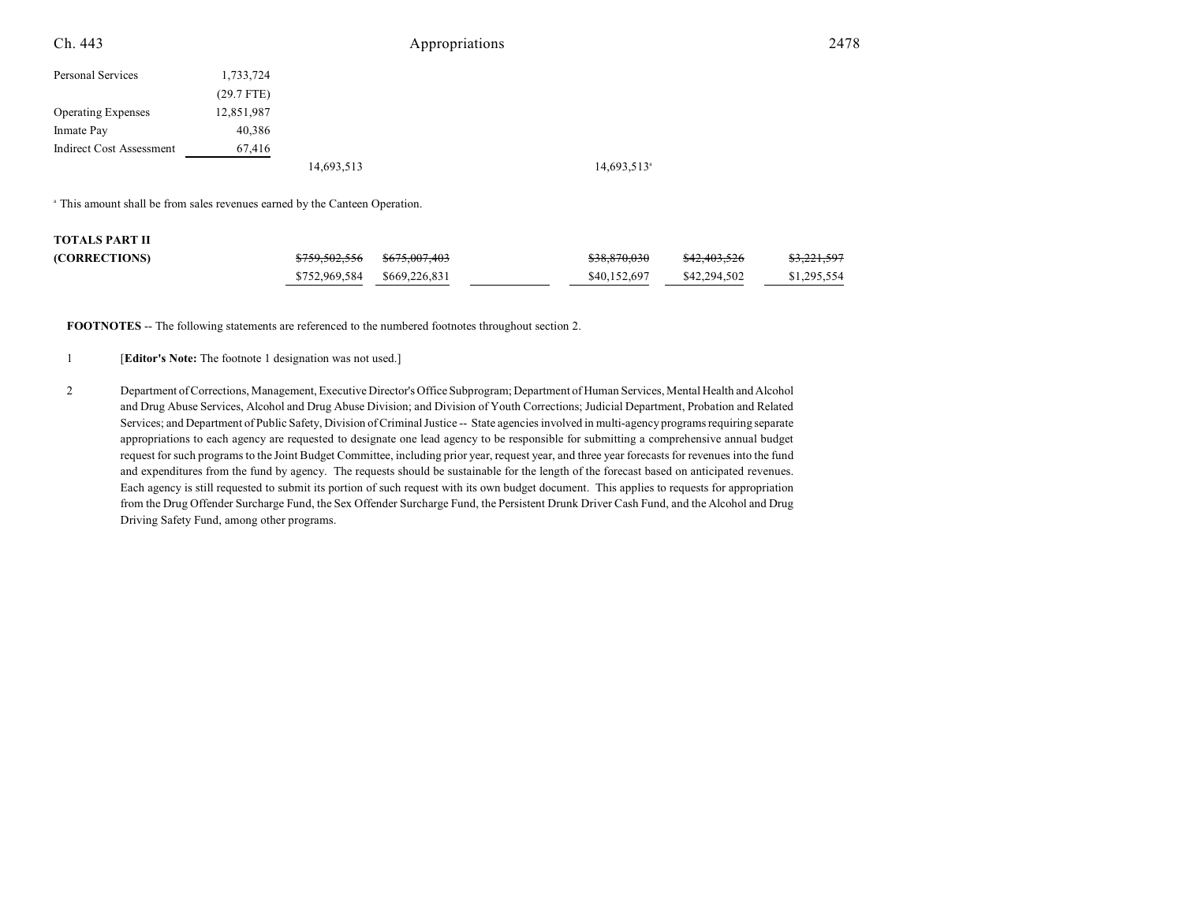| | | | | | | |
|---|---|---|---|---|---|---|
| Personal Services | 1,733,724 | | | | | |
| | (29.7 FTE) | | | | | |
| Operating Expenses | 12,851,987 | | | | | |
| Inmate Pay | 40,386 | | | | | |
| Indirect Cost Assessment | 67,416 | | | | | |
| | | 14,693,513 | | | 14,693,513[a] | |

[a] This amount shall be from sales revenues earned by the Canteen Operation.

| | | | | | | |
|---|---|---|---|---|---|---|
| **TOTALS PART II (CORRECTIONS)** | ~~$759,502,556~~ | ~~$675,007,403~~ | | ~~$38,870,030~~ | ~~$42,403,526~~ | ~~$3,221,597~~ |
| | $752,969,584 | $669,226,831 | | $40,152,697 | $42,294,502 | $1,295,554 |

**FOOTNOTES** -- The following statements are referenced to the numbered footnotes throughout section 2.

1 [**Editor's Note:** The footnote 1 designation was not used.]

2 Department of Corrections, Management, Executive Director's Office Subprogram; Department of Human Services, Mental Health and Alcohol and Drug Abuse Services, Alcohol and Drug Abuse Division; and Division of Youth Corrections; Judicial Department, Probation and Related Services; and Department of Public Safety, Division of Criminal Justice -- State agencies involved in multi-agency programs requiring separate appropriations to each agency are requested to designate one lead agency to be responsible for submitting a comprehensive annual budget request for such programs to the Joint Budget Committee, including prior year, request year, and three year forecasts for revenues into the fund and expenditures from the fund by agency. The requests should be sustainable for the length of the forecast based on anticipated revenues. Each agency is still requested to submit its portion of such request with its own budget document. This applies to requests for appropriation from the Drug Offender Surcharge Fund, the Sex Offender Surcharge Fund, the Persistent Drunk Driver Cash Fund, and the Alcohol and Drug Driving Safety Fund, among other programs.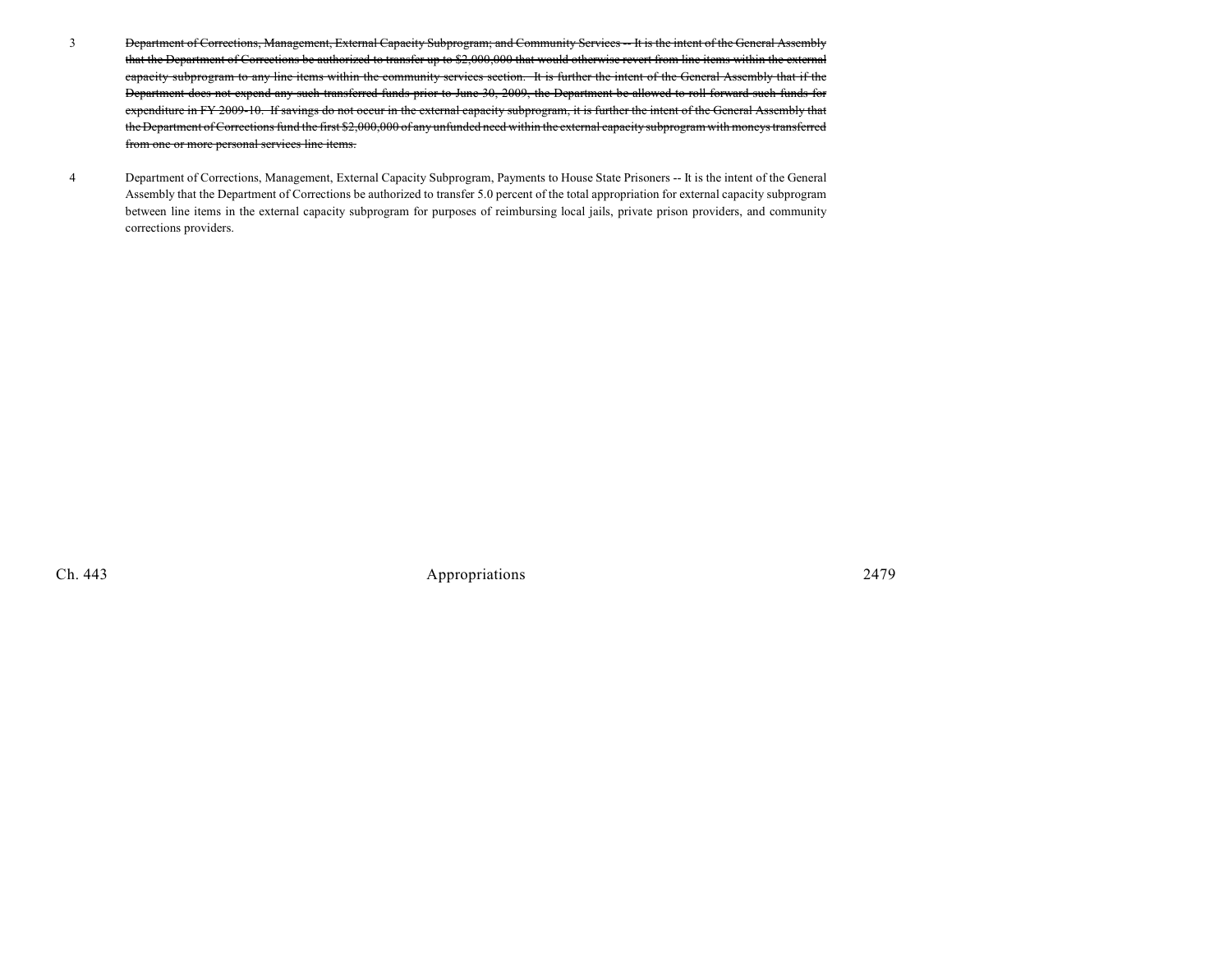3 ~~Department of Corrections, Management, External Capacity Subprogram; and Community Services -- It is the intent of the General Assembly that the Department of Corrections be authorized to transfer up to $2,000,000 that would otherwise revert from line items within the external capacity subprogram to any line items within the community services section. It is further the intent of the General Assembly that if the Department does not expend any such transferred funds prior to June 30, 2009, the Department be allowed to roll-forward such funds for expenditure in FY 2009-10. If savings do not occur in the external capacity subprogram, it is further the intent of the General Assembly that the Department of Corrections fund the first $2,000,000 of any unfunded need within the external capacity subprogram with moneys transferred from one or more personal services line items.~~

4 Department of Corrections, Management, External Capacity Subprogram, Payments to House State Prisoners -- It is the intent of the General Assembly that the Department of Corrections be authorized to transfer 5.0 percent of the total appropriation for external capacity subprogram between line items in the external capacity subprogram for purposes of reimbursing local jails, private prison providers, and community corrections providers.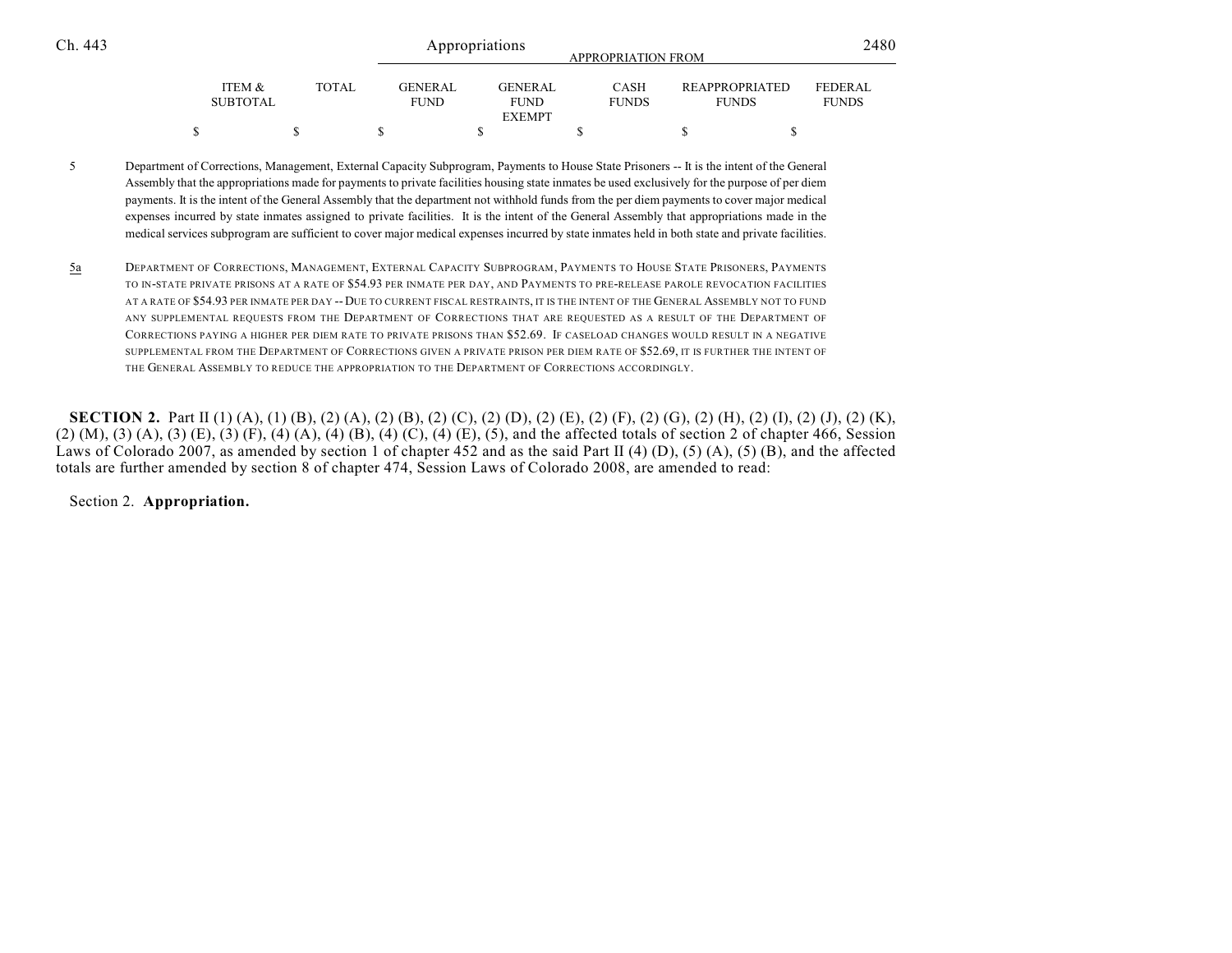| ITEM & SUBTOTAL | TOTAL | GENERAL FUND | GENERAL FUND EXEMPT | CASH FUNDS | REAPPROPRIATED FUNDS | FEDERAL FUNDS |
|---|---|---|---|---|---|---|
| $ | $ | $ | $ | $ | $ | $ |

5 Department of Corrections, Management, External Capacity Subprogram, Payments to House State Prisoners -- It is the intent of the General Assembly that the appropriations made for payments to private facilities housing state inmates be used exclusively for the purpose of per diem payments. It is the intent of the General Assembly that the department not withhold funds from the per diem payments to cover major medical expenses incurred by state inmates assigned to private facilities. It is the intent of the General Assembly that appropriations made in the medical services subprogram are sufficient to cover major medical expenses incurred by state inmates held in both state and private facilities.

5a DEPARTMENT OF CORRECTIONS, MANAGEMENT, EXTERNAL CAPACITY SUBPROGRAM, PAYMENTS TO HOUSE STATE PRISONERS, PAYMENTS TO IN-STATE PRIVATE PRISONS AT A RATE OF $54.93 PER INMATE PER DAY, AND PAYMENTS TO PRE-RELEASE PAROLE REVOCATION FACILITIES AT A RATE OF $54.93 PER INMATE PER DAY -- DUE TO CURRENT FISCAL RESTRAINTS, IT IS THE INTENT OF THE GENERAL ASSEMBLY NOT TO FUND ANY SUPPLEMENTAL REQUESTS FROM THE DEPARTMENT OF CORRECTIONS THAT ARE REQUESTED AS A RESULT OF THE DEPARTMENT OF CORRECTIONS PAYING A HIGHER PER DIEM RATE TO PRIVATE PRISONS THAN $52.69. IF CASELOAD CHANGES WOULD RESULT IN A NEGATIVE SUPPLEMENTAL FROM THE DEPARTMENT OF CORRECTIONS GIVEN A PRIVATE PRISON PER DIEM RATE OF $52.69, IT IS FURTHER THE INTENT OF THE GENERAL ASSEMBLY TO REDUCE THE APPROPRIATION TO THE DEPARTMENT OF CORRECTIONS ACCORDINGLY.

**SECTION 2.** Part II (1) (A), (1) (B), (2) (A), (2) (B), (2) (C), (2) (D), (2) (E), (2) (F), (2) (G), (2) (H), (2) (I), (2) (J), (2) (K), (2) (M), (3) (A), (3) (E), (3) (F), (4) (A), (4) (B), (4) (C), (4) (E), (5), and the affected totals of section 2 of chapter 466, Session Laws of Colorado 2007, as amended by section 1 of chapter 452 and as the said Part II (4) (D), (5) (A), (5) (B), and the affected totals are further amended by section 8 of chapter 474, Session Laws of Colorado 2008, are amended to read:

Section 2. **Appropriation.**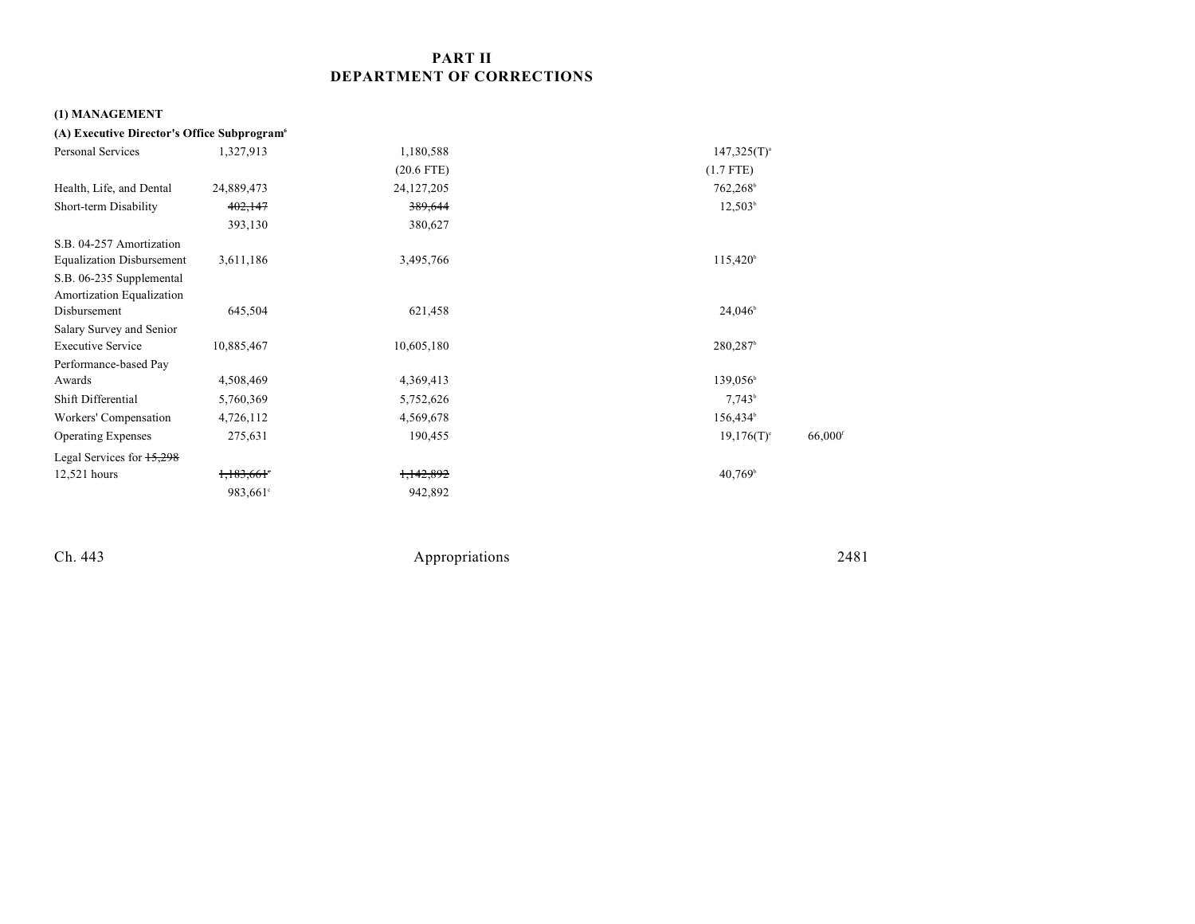# PART II
# DEPARTMENT OF CORRECTIONS

**(1) MANAGEMENT**

**(A) Executive Director's Office Subprogram[6]**

| | | | | |
|---|---|---|---|---|
| Personal Services | 1,327,913 | 1,180,588 | 147,325(T)[a] | |
| | | (20.6 FTE) | (1.7 FTE) | |
| Health, Life, and Dental | 24,889,473 | 24,127,205 | 762,268[b] | |
| Short-term Disability | ~~402,147~~ | ~~389,644~~ | 12,503[b] | |
| | 393,130 | 380,627 | | |
| S.B. 04-257 Amortization Equalization Disbursement | 3,611,186 | 3,495,766 | 115,420[b] | |
| S.B. 06-235 Supplemental Amortization Equalization Disbursement | 645,504 | 621,458 | 24,046[b] | |
| Salary Survey and Senior Executive Service | 10,885,467 | 10,605,180 | 280,287[b] | |
| Performance-based Pay Awards | 4,508,469 | 4,369,413 | 139,056[b] | |
| Shift Differential | 5,760,369 | 5,752,626 | 7,743[b] | |
| Workers' Compensation | 4,726,112 | 4,569,678 | 156,434[b] | |
| Operating Expenses | 275,631 | 190,455 | 19,176(T)[c] | 66,000[f] |
| Legal Services for ~~15,298~~ 12,521 hours | ~~1,183,661~~[c] | ~~1,142,892~~ | 40,769[b] | |
| | 983,661[c] | 942,892 | | |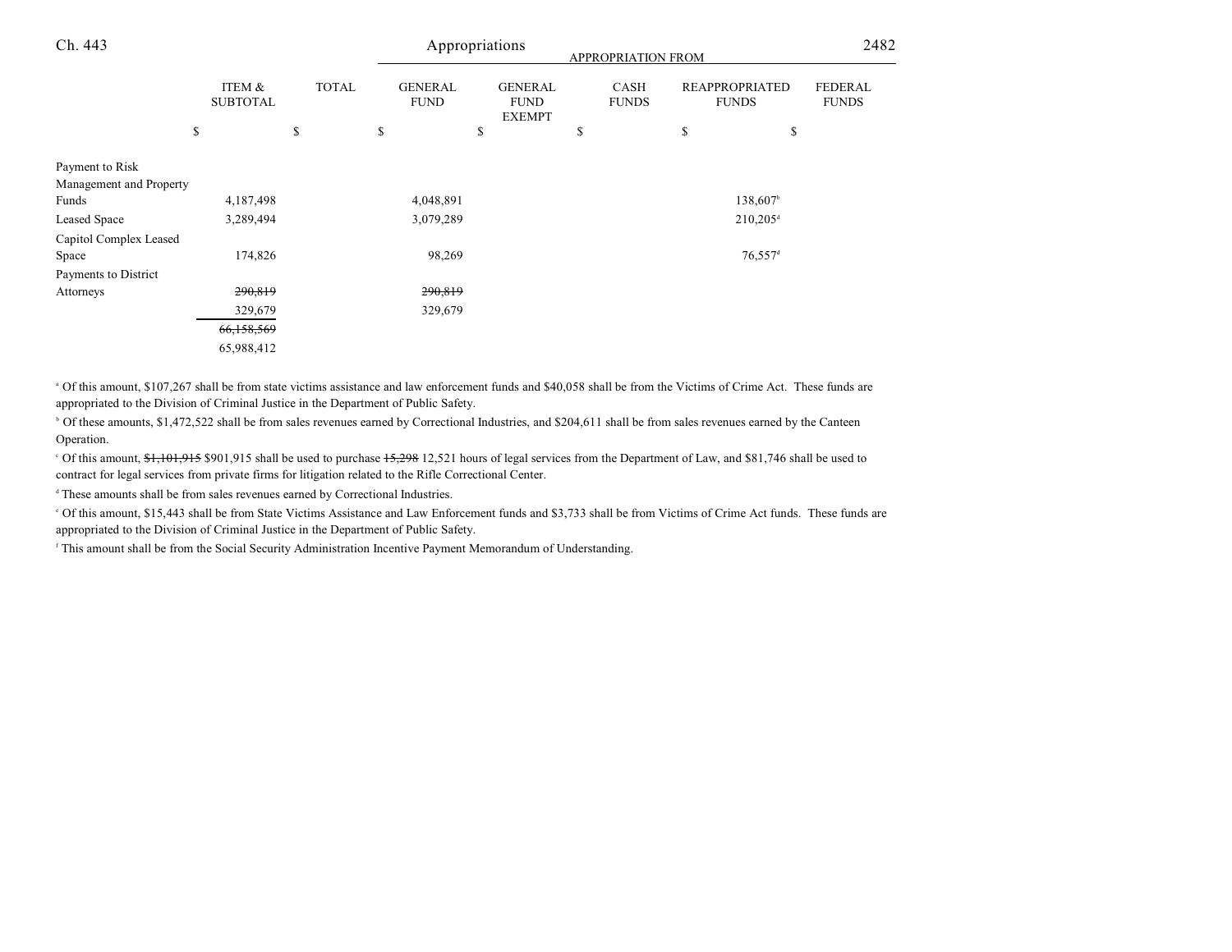| | ITEM & SUBTOTAL | TOTAL | GENERAL FUND | GENERAL FUND EXEMPT | CASH FUNDS | REAPPROPRIATED FUNDS | FEDERAL FUNDS |
|---|---|---|---|---|---|---|---|
| | | | APPROPRIATION FROM | | | | |
| | $ | $ | $ | $ | $ | $ | $ |
| Payment to Risk Management and Property Funds | 4,187,498 | | 4,048,891 | | | 138,607[b] | |
| Leased Space | 3,289,494 | | 3,079,289 | | | 210,205[d] | |
| Capitol Complex Leased Space | 174,826 | | 98,269 | | | 76,557[d] | |
| Payments to District Attorneys | ~~290,819~~ | | ~~290,819~~ | | | | |
| | 329,679 | | 329,679 | | | | |
| | ~~66,158,569~~ | | | | | | |
| | 65,988,412 | | | | | | |

[a] Of this amount, $107,267 shall be from state victims assistance and law enforcement funds and $40,058 shall be from the Victims of Crime Act. These funds are appropriated to the Division of Criminal Justice in the Department of Public Safety.

[b] Of these amounts, $1,472,522 shall be from sales revenues earned by Correctional Industries, and $204,611 shall be from sales revenues earned by the Canteen Operation.

[c] Of this amount, ~~$1,101,915~~ $901,915 shall be used to purchase ~~15,298~~ 12,521 hours of legal services from the Department of Law, and $81,746 shall be used to contract for legal services from private firms for litigation related to the Rifle Correctional Center.

[d] These amounts shall be from sales revenues earned by Correctional Industries.

[e] Of this amount, $15,443 shall be from State Victims Assistance and Law Enforcement funds and $3,733 shall be from Victims of Crime Act funds. These funds are appropriated to the Division of Criminal Justice in the Department of Public Safety.

[f] This amount shall be from the Social Security Administration Incentive Payment Memorandum of Understanding.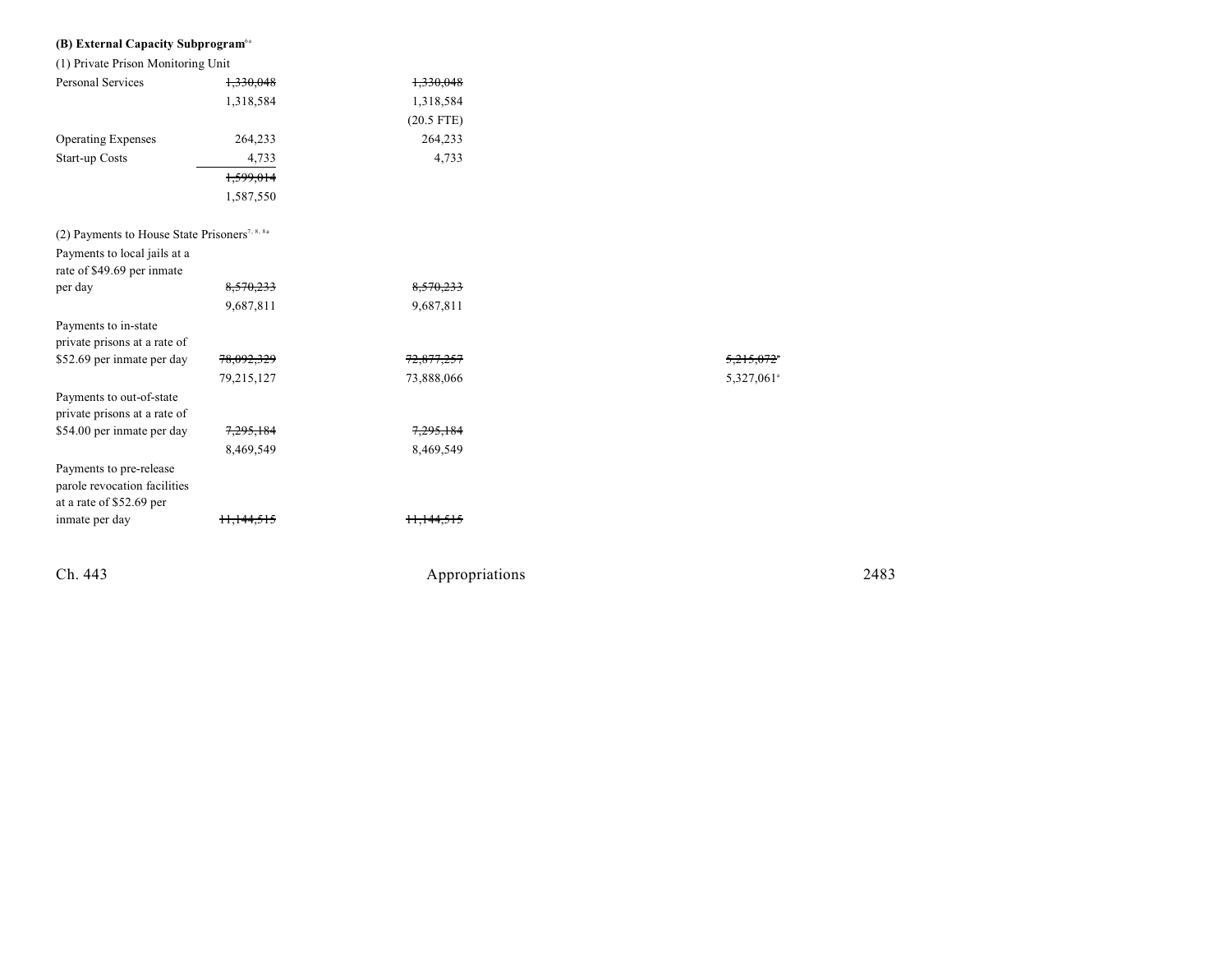**(B) External Capacity Subprogram**[6a]

(1) Private Prison Monitoring Unit

| | | | | |
|---|---|---|---|---|
| Personal Services | ~~1,330,048~~ | ~~1,330,048~~ | | |
| | 1,318,584 | 1,318,584 | | |
| | | (20.5 FTE) | | |
| Operating Expenses | 264,233 | 264,233 | | |
| Start-up Costs | 4,733 | 4,733 | | |
| | ~~1,599,014~~ | | | |
| | 1,587,550 | | | |

(2) Payments to House State Prisoners[7, 8, 8a]

| | | | | |
|---|---|---|---|---|
| Payments to local jails at a rate of $49.69 per inmate per day | ~~8,570,233~~ | ~~8,570,233~~ | | |
| | 9,687,811 | 9,687,811 | | |
| Payments to in-state private prisons at a rate of $52.69 per inmate per day | ~~78,092,329~~ | ~~72,877,257~~ | | ~~5,215,072~~[a] |
| | 79,215,127 | 73,888,066 | | 5,327,061[a] |
| Payments to out-of-state private prisons at a rate of $54.00 per inmate per day | ~~7,295,184~~ | ~~7,295,184~~ | | |
| | 8,469,549 | 8,469,549 | | |
| Payments to pre-release parole revocation facilities at a rate of $52.69 per inmate per day | ~~11,144,515~~ | ~~11,144,515~~ | | |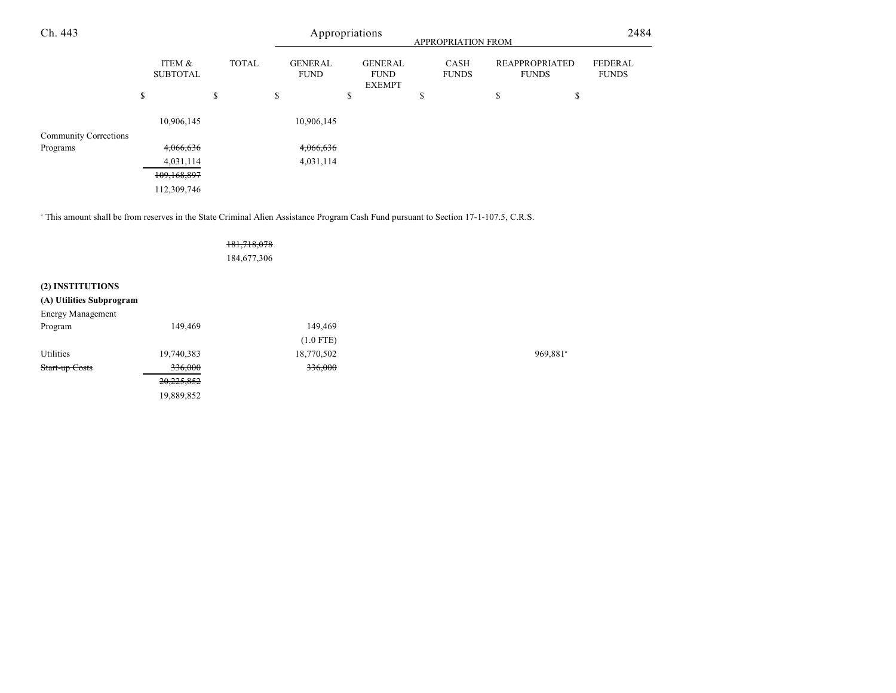| | ITEM & SUBTOTAL | TOTAL | GENERAL FUND | GENERAL FUND EXEMPT | CASH FUNDS | REAPPROPRIATED FUNDS | FEDERAL FUNDS |
|---|---|---|---|---|---|---|---|
| | $ | $ | $ | $ | $ | $ | $ |
| | 10,906,145 | | 10,906,145 | | | | |
| Community Corrections Programs | ~~4,066,636~~ | | ~~4,066,636~~ | | | | |
| | 4,031,114 | | 4,031,114 | | | | |
| | ~~109,168,897~~ | | | | | | |
| | 112,309,746 | | | | | | |

[a] This amount shall be from reserves in the State Criminal Alien Assistance Program Cash Fund pursuant to Section 17-1-107.5, C.R.S.

| | ITEM & SUBTOTAL | TOTAL | GENERAL FUND | GENERAL FUND EXEMPT | CASH FUNDS | REAPPROPRIATED FUNDS | FEDERAL FUNDS |
|---|---|---|---|---|---|---|---|
| | | ~~181,718,078~~ | | | | | |
| | | 184,677,306 | | | | | |
| **(2) INSTITUTIONS** | | | | | | | |
| **(A) Utilities Subprogram** | | | | | | | |
| Energy Management Program | 149,469 | | 149,469 | | | | |
| | | | (1.0 FTE) | | | | |
| Utilities | 19,740,383 | | 18,770,502 | | | 969,881[a] | |
| ~~Start-up Costs~~ | ~~336,000~~ | | ~~336,000~~ | | | | |
| | ~~20,225,852~~ | | | | | | |
| | 19,889,852 | | | | | | |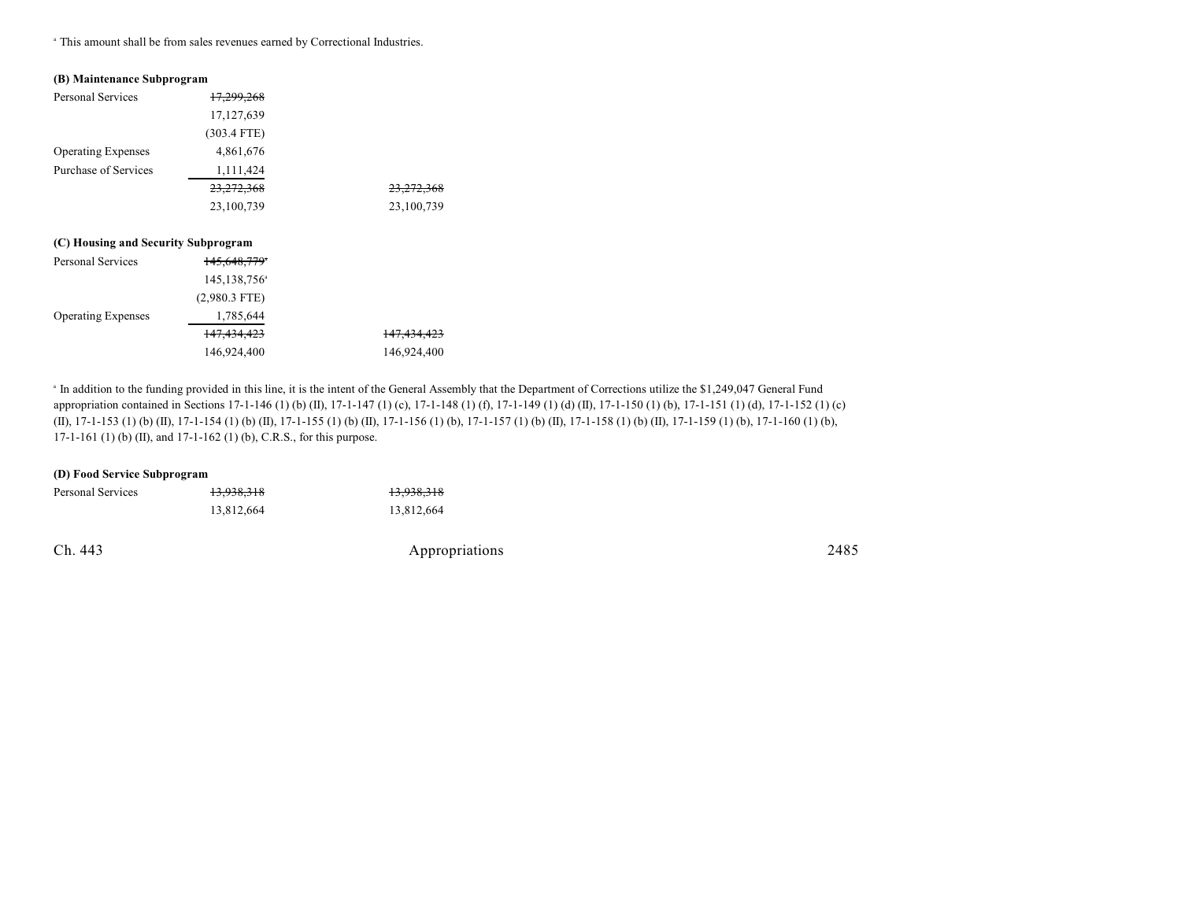[a] This amount shall be from sales revenues earned by Correctional Industries.

**(B) Maintenance Subprogram**

| | | |
|---|---|---|
| Personal Services | ~~17,299,268~~ | |
| | 17,127,639 | |
| | (303.4 FTE) | |
| Operating Expenses | 4,861,676 | |
| Purchase of Services | 1,111,424 | |
| | ~~23,272,368~~ | ~~23,272,368~~ |
| | 23,100,739 | 23,100,739 |

**(C) Housing and Security Subprogram**

| | | |
|---|---|---|
| Personal Services | ~~145,648,779~~[a] | |
| | 145,138,756[a] | |
| | (2,980.3 FTE) | |
| Operating Expenses | 1,785,644 | |
| | ~~147,434,423~~ | ~~147,434,423~~ |
| | 146,924,400 | 146,924,400 |

[a] In addition to the funding provided in this line, it is the intent of the General Assembly that the Department of Corrections utilize the $1,249,047 General Fund appropriation contained in Sections 17-1-146 (1) (b) (II), 17-1-147 (1) (c), 17-1-148 (1) (f), 17-1-149 (1) (d) (II), 17-1-150 (1) (b), 17-1-151 (1) (d), 17-1-152 (1) (c) (II), 17-1-153 (1) (b) (II), 17-1-154 (1) (b) (II), 17-1-155 (1) (b) (II), 17-1-156 (1) (b), 17-1-157 (1) (b) (II), 17-1-158 (1) (b) (II), 17-1-159 (1) (b), 17-1-160 (1) (b), 17-1-161 (1) (b) (II), and 17-1-162 (1) (b), C.R.S., for this purpose.

**(D) Food Service Subprogram**

| | | |
|---|---|---|
| Personal Services | ~~13,938,318~~ | ~~13,938,318~~ |
| | 13,812,664 | 13,812,664 |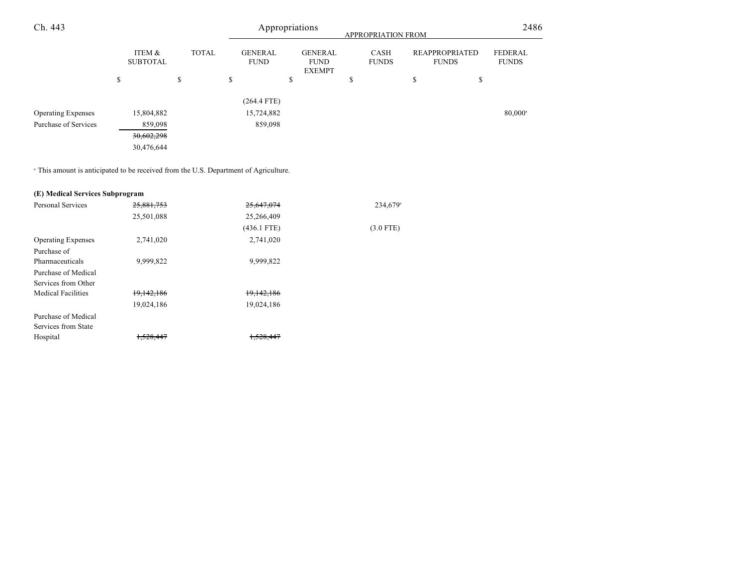| | ITEM & SUBTOTAL | TOTAL | GENERAL FUND | GENERAL FUND EXEMPT | CASH FUNDS | REAPPROPRIATED FUNDS | FEDERAL FUNDS |
|---|---|---|---|---|---|---|---|
| | $ | $ | $ | $ | $ | $ | $ |
| | | | (264.4 FTE) | | | | |
| Operating Expenses | 15,804,882 | | 15,724,882 | | | | 80,000[a] |
| Purchase of Services | 859,098 | | 859,098 | | | | |
| | ~~30,602,298~~ | | | | | | |
| | 30,476,644 | | | | | | |

[a] This amount is anticipated to be received from the U.S. Department of Agriculture.

**(E) Medical Services Subprogram**

| | ITEM & SUBTOTAL | TOTAL | GENERAL FUND | GENERAL FUND EXEMPT | CASH FUNDS | REAPPROPRIATED FUNDS | FEDERAL FUNDS |
|---|---|---|---|---|---|---|---|
| Personal Services | ~~25,881,753~~ | | ~~25,647,074~~ | | 234,679[a] | | |
| | 25,501,088 | | 25,266,409 | | | | |
| | | | (436.1 FTE) | | (3.0 FTE) | | |
| Operating Expenses | 2,741,020 | | 2,741,020 | | | | |
| Purchase of Pharmaceuticals | 9,999,822 | | 9,999,822 | | | | |
| Purchase of Medical Services from Other Medical Facilities | ~~19,142,186~~ | | ~~19,142,186~~ | | | | |
| | 19,024,186 | | 19,024,186 | | | | |
| Purchase of Medical Services from State Hospital | ~~1,528,447~~ | | ~~1,528,447~~ | | | | |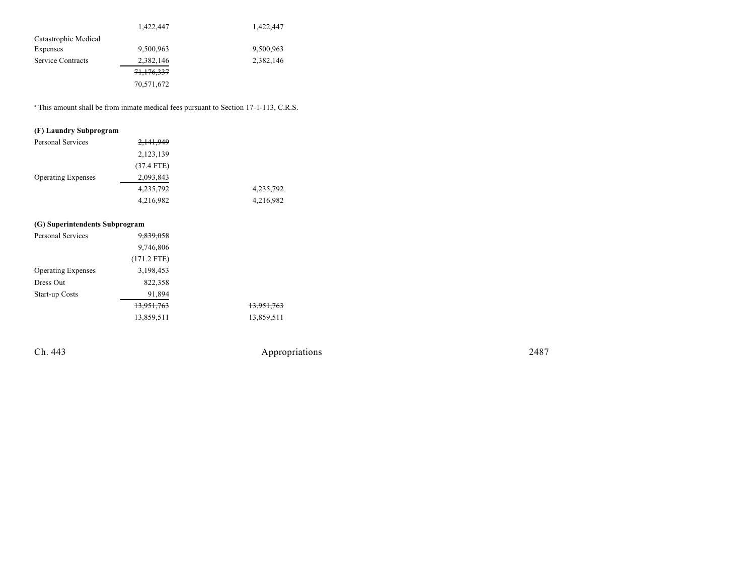| | | |
|---|---|---|
| | 1,422,447 | 1,422,447 |
| Catastrophic Medical Expenses | 9,500,963 | 9,500,963 |
| Service Contracts | 2,382,146 | 2,382,146 |
| | ~~71,176,337~~ | |
| | 70,571,672 | |

[a] This amount shall be from inmate medical fees pursuant to Section 17-1-113, C.R.S.

**(F) Laundry Subprogram**

| | | |
|---|---|---|
| Personal Services | ~~2,141,949~~ | |
| | 2,123,139 | |
| | (37.4 FTE) | |
| Operating Expenses | 2,093,843 | |
| | ~~4,235,792~~ | ~~4,235,792~~ |
| | 4,216,982 | 4,216,982 |

**(G) Superintendents Subprogram**

| | | |
|---|---|---|
| Personal Services | ~~9,839,058~~ | |
| | 9,746,806 | |
| | (171.2 FTE) | |
| Operating Expenses | 3,198,453 | |
| Dress Out | 822,358 | |
| Start-up Costs | 91,894 | |
| | ~~13,951,763~~ | ~~13,951,763~~ |
| | 13,859,511 | 13,859,511 |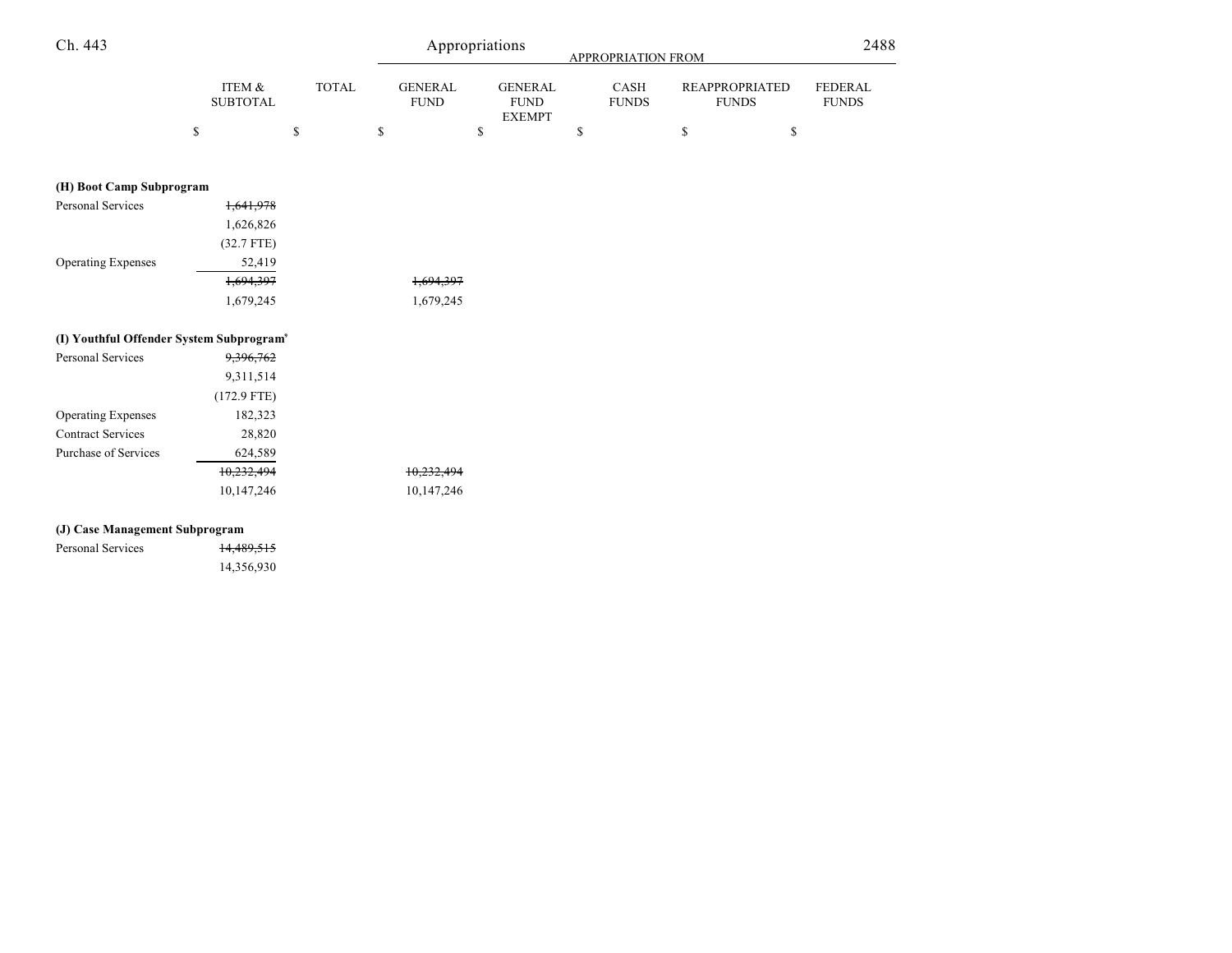| | ITEM & SUBTOTAL | TOTAL | GENERAL FUND | GENERAL FUND EXEMPT | CASH FUNDS | REAPPROPRIATED FUNDS | FEDERAL FUNDS |
|---|---|---|---|---|---|---|---|
| | $ | $ | $ | $ | $ | $ | $ |
| **(H) Boot Camp Subprogram** | | | | | | | |
| Personal Services | ~~1,641,978~~ | | | | | | |
| | 1,626,826 | | | | | | |
| | (32.7 FTE) | | | | | | |
| Operating Expenses | 52,419 | | | | | | |
| | ~~1,694,397~~ | | ~~1,694,397~~ | | | | |
| | 1,679,245 | | 1,679,245 | | | | |
| **(I) Youthful Offender System Subprogram**[9] | | | | | | | |
| Personal Services | ~~9,396,762~~ | | | | | | |
| | 9,311,514 | | | | | | |
| | (172.9 FTE) | | | | | | |
| Operating Expenses | 182,323 | | | | | | |
| Contract Services | 28,820 | | | | | | |
| Purchase of Services | 624,589 | | | | | | |
| | ~~10,232,494~~ | | ~~10,232,494~~ | | | | |
| | 10,147,246 | | 10,147,246 | | | | |
| **(J) Case Management Subprogram** | | | | | | | |
| Personal Services | ~~14,489,515~~ | | | | | | |
| | 14,356,930 | | | | | | |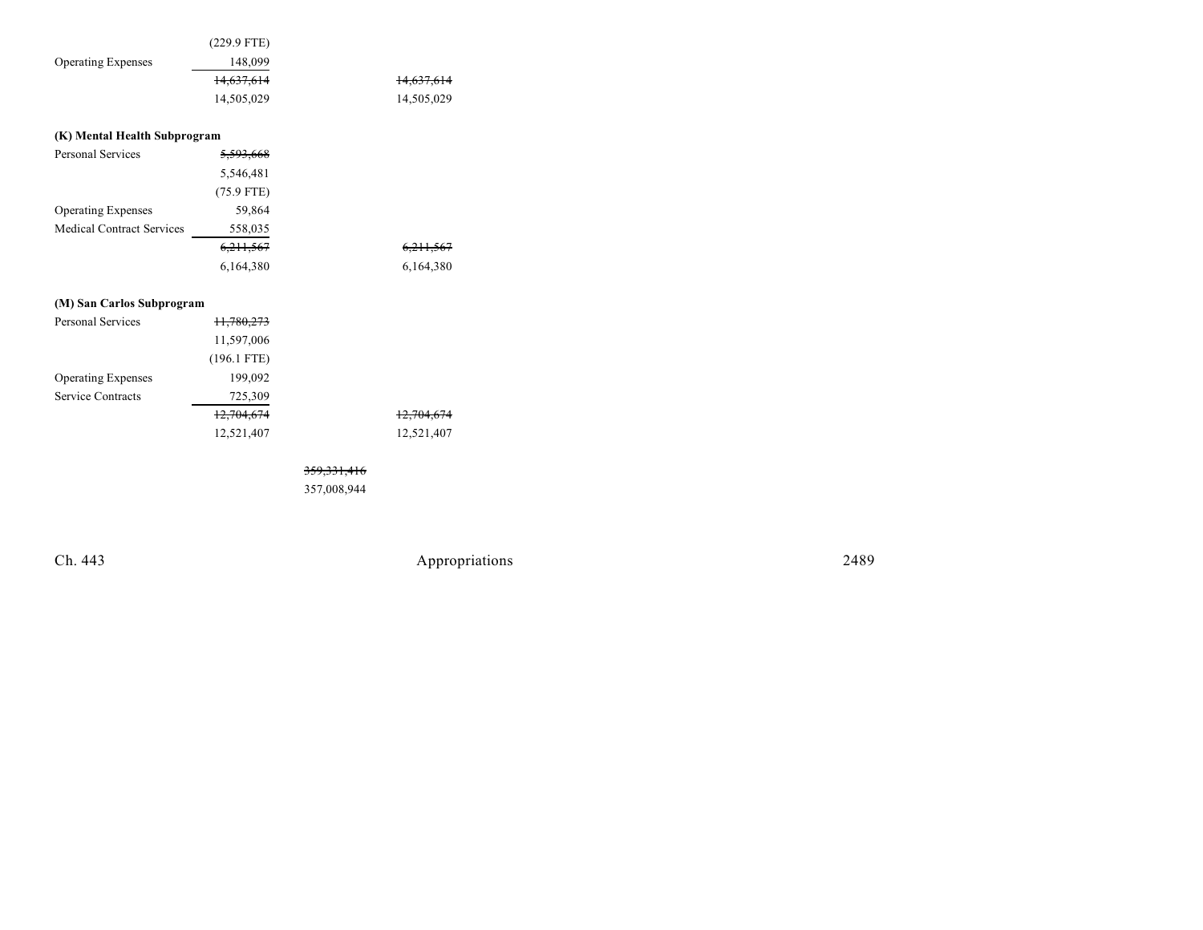| | | | |
|---|---|---|---|
| | (229.9 FTE) | | |
| Operating Expenses | 148,099 | | |
| | ~~14,637,614~~ | | ~~14,637,614~~ |
| | 14,505,029 | | 14,505,029 |

**(K) Mental Health Subprogram**

| | | | |
|---|---|---|---|
| Personal Services | ~~5,593,668~~ | | |
| | 5,546,481 | | |
| | (75.9 FTE) | | |
| Operating Expenses | 59,864 | | |
| Medical Contract Services | 558,035 | | |
| | ~~6,211,567~~ | | ~~6,211,567~~ |
| | 6,164,380 | | 6,164,380 |

**(M) San Carlos Subprogram**

| | | | |
|---|---|---|---|
| Personal Services | ~~11,780,273~~ | | |
| | 11,597,006 | | |
| | (196.1 FTE) | | |
| Operating Expenses | 199,092 | | |
| Service Contracts | 725,309 | | |
| | ~~12,704,674~~ | | ~~12,704,674~~ |
| | 12,521,407 | | 12,521,407 |
| | | ~~359,331,416~~ | |
| | | 357,008,944 | |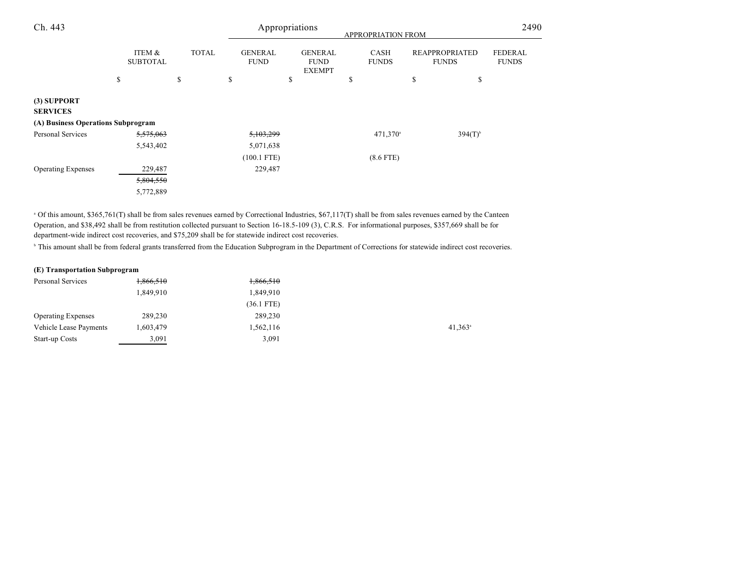| | ITEM & SUBTOTAL | TOTAL | GENERAL FUND | GENERAL FUND EXEMPT | CASH FUNDS | REAPPROPRIATED FUNDS | FEDERAL FUNDS |
|---|---|---|---|---|---|---|---|
| | $ | $ | $ | $ | $ | $ | $ |
| **(3) SUPPORT SERVICES** | | | | | | | |
| **(A) Business Operations Subprogram** | | | | | | | |
| Personal Services | ~~5,575,063~~ | | ~~5,103,299~~ | | 471,370[a] | 394(T)[b] | |
| | 5,543,402 | | 5,071,638 | | | | |
| | | | (100.1 FTE) | | (8.6 FTE) | | |
| Operating Expenses | 229,487 | | 229,487 | | | | |
| | ~~5,804,550~~ | | | | | | |
| | 5,772,889 | | | | | | |

[a] Of this amount, $365,761(T) shall be from sales revenues earned by Correctional Industries, $67,117(T) shall be from sales revenues earned by the Canteen Operation, and $38,492 shall be from restitution collected pursuant to Section 16-18.5-109 (3), C.R.S. For informational purposes, $357,669 shall be for department-wide indirect cost recoveries, and $75,209 shall be for statewide indirect cost recoveries.

[b] This amount shall be from federal grants transferred from the Education Subprogram in the Department of Corrections for statewide indirect cost recoveries.

| | ITEM & SUBTOTAL | TOTAL | GENERAL FUND | GENERAL FUND EXEMPT | CASH FUNDS | REAPPROPRIATED FUNDS | FEDERAL FUNDS |
|---|---|---|---|---|---|---|---|
| **(E) Transportation Subprogram** | | | | | | | |
| Personal Services | ~~1,866,510~~ | | ~~1,866,510~~ | | | | |
| | 1,849,910 | | 1,849,910 | | | | |
| | | | (36.1 FTE) | | | | |
| Operating Expenses | 289,230 | | 289,230 | | | | |
| Vehicle Lease Payments | 1,603,479 | | 1,562,116 | | | 41,363[a] | |
| Start-up Costs | 3,091 | | 3,091 | | | | |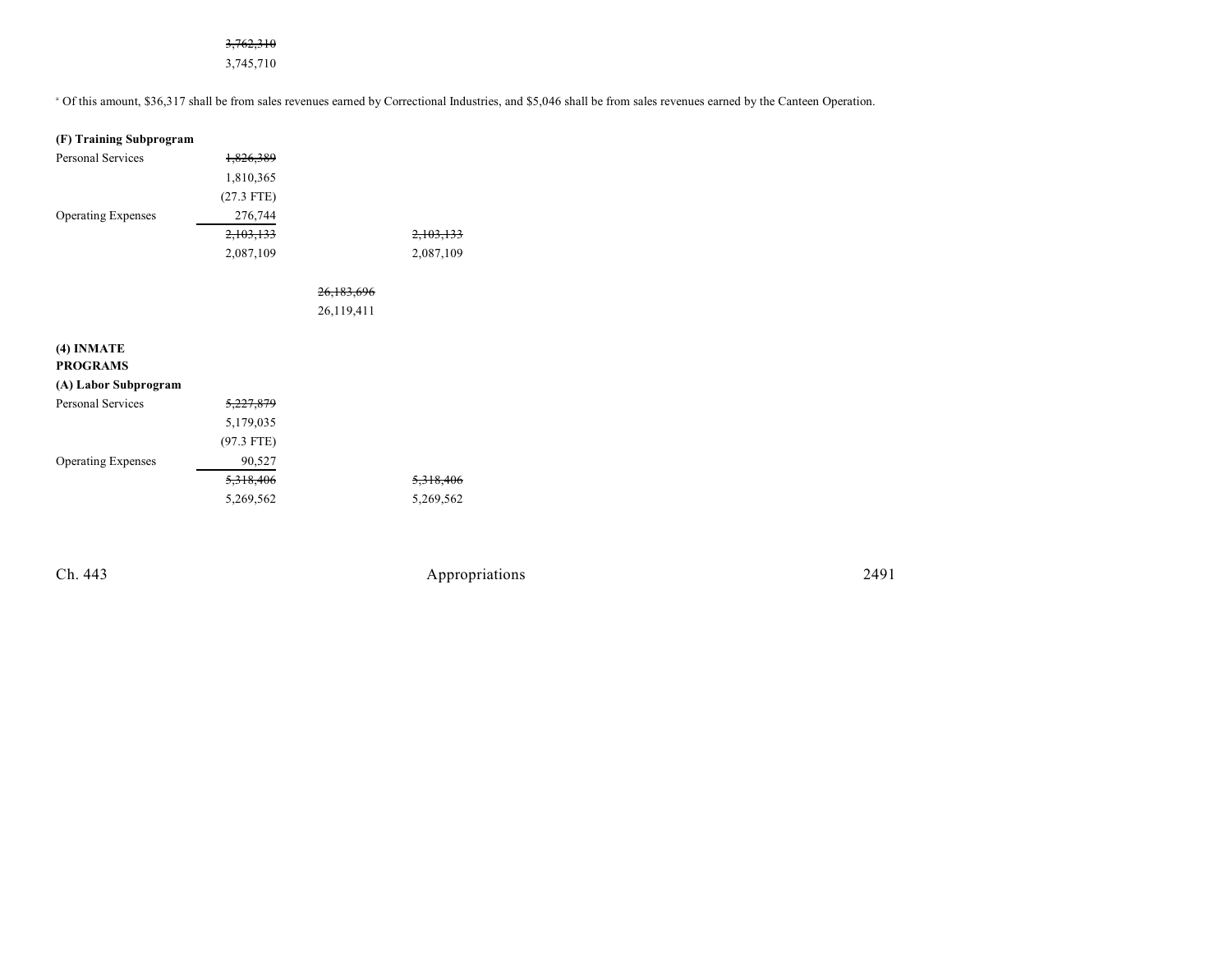| | | | |
|---|---|---|---|
| | ~~3,762,310~~ | | |
| | 3,745,710 | | |

[a] Of this amount, $36,317 shall be from sales revenues earned by Correctional Industries, and $5,046 shall be from sales revenues earned by the Canteen Operation.

| | | | |
|---|---|---|---|
| **(F) Training Subprogram** | | | |
| Personal Services | ~~1,826,389~~ | | |
| | 1,810,365 | | |
| | (27.3 FTE) | | |
| Operating Expenses | 276,744 | | |
| | ~~2,103,133~~ | | ~~2,103,133~~ |
| | 2,087,109 | | 2,087,109 |
| | | ~~26,183,696~~ | |
| | | 26,119,411 | |
| **(4) INMATE PROGRAMS** | | | |
| **(A) Labor Subprogram** | | | |
| Personal Services | ~~5,227,879~~ | | |
| | 5,179,035 | | |
| | (97.3 FTE) | | |
| Operating Expenses | 90,527 | | |
| | ~~5,318,406~~ | | ~~5,318,406~~ |
| | 5,269,562 | | 5,269,562 |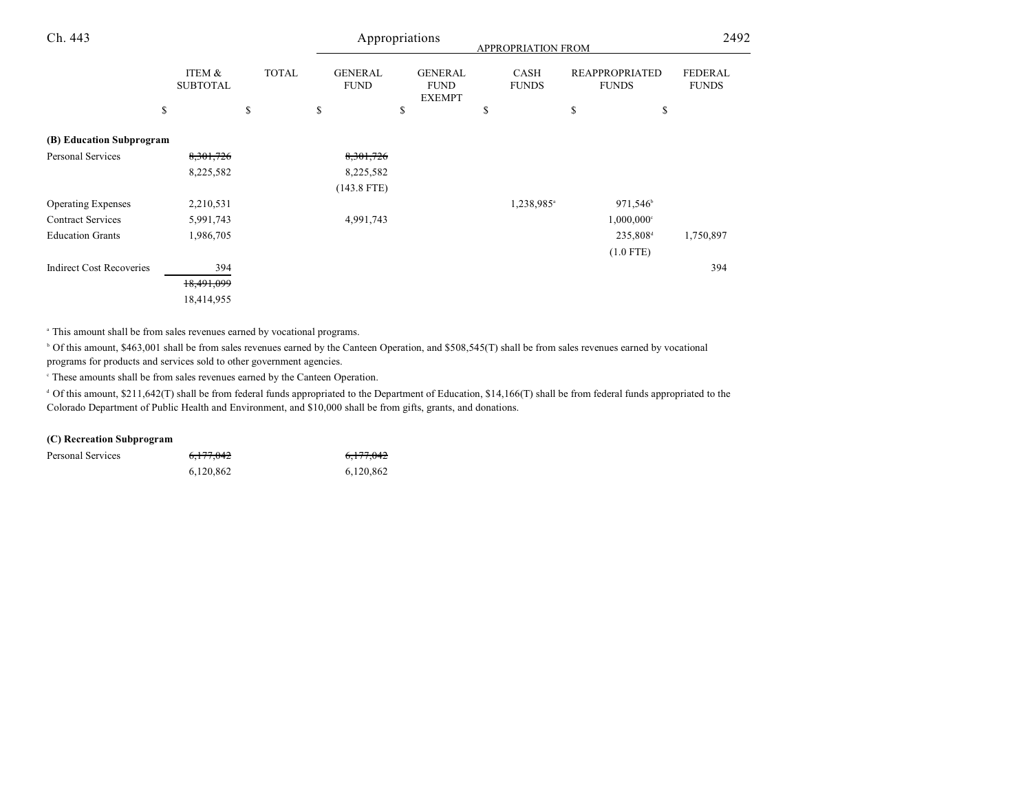| | ITEM & SUBTOTAL | TOTAL | GENERAL FUND | GENERAL FUND EXEMPT | CASH FUNDS | REAPPROPRIATED FUNDS | FEDERAL FUNDS |
|---|---|---|---|---|---|---|---|
| | $ | $ | $ | $ | $ | $ | $ |
| **(B) Education Subprogram** | | | | | | | |
| Personal Services | ~~8,301,726~~ | | ~~8,301,726~~ | | | | |
| | 8,225,582 | | 8,225,582 | | | | |
| | | | (143.8 FTE) | | | | |
| Operating Expenses | 2,210,531 | | | | 1,238,985[a] | 971,546[b] | |
| Contract Services | 5,991,743 | | 4,991,743 | | | 1,000,000[c] | |
| Education Grants | 1,986,705 | | | | | 235,808[d] | 1,750,897 |
| | | | | | | (1.0 FTE) | |
| Indirect Cost Recoveries | 394 | | | | | | 394 |
| | ~~18,491,099~~ | | | | | | |
| | 18,414,955 | | | | | | |

[a] This amount shall be from sales revenues earned by vocational programs.

[b] Of this amount, $463,001 shall be from sales revenues earned by the Canteen Operation, and $508,545(T) shall be from sales revenues earned by vocational programs for products and services sold to other government agencies.

[c] These amounts shall be from sales revenues earned by the Canteen Operation.

[d] Of this amount, $211,642(T) shall be from federal funds appropriated to the Department of Education, $14,166(T) shall be from federal funds appropriated to the Colorado Department of Public Health and Environment, and $10,000 shall be from gifts, grants, and donations.

| | ITEM & SUBTOTAL | TOTAL | GENERAL FUND | GENERAL FUND EXEMPT | CASH FUNDS | REAPPROPRIATED FUNDS | FEDERAL FUNDS |
|---|---|---|---|---|---|---|---|
| **(C) Recreation Subprogram** | | | | | | | |
| Personal Services | ~~6,177,042~~ | | ~~6,177,042~~ | | | | |
| | 6,120,862 | | 6,120,862 | | | | |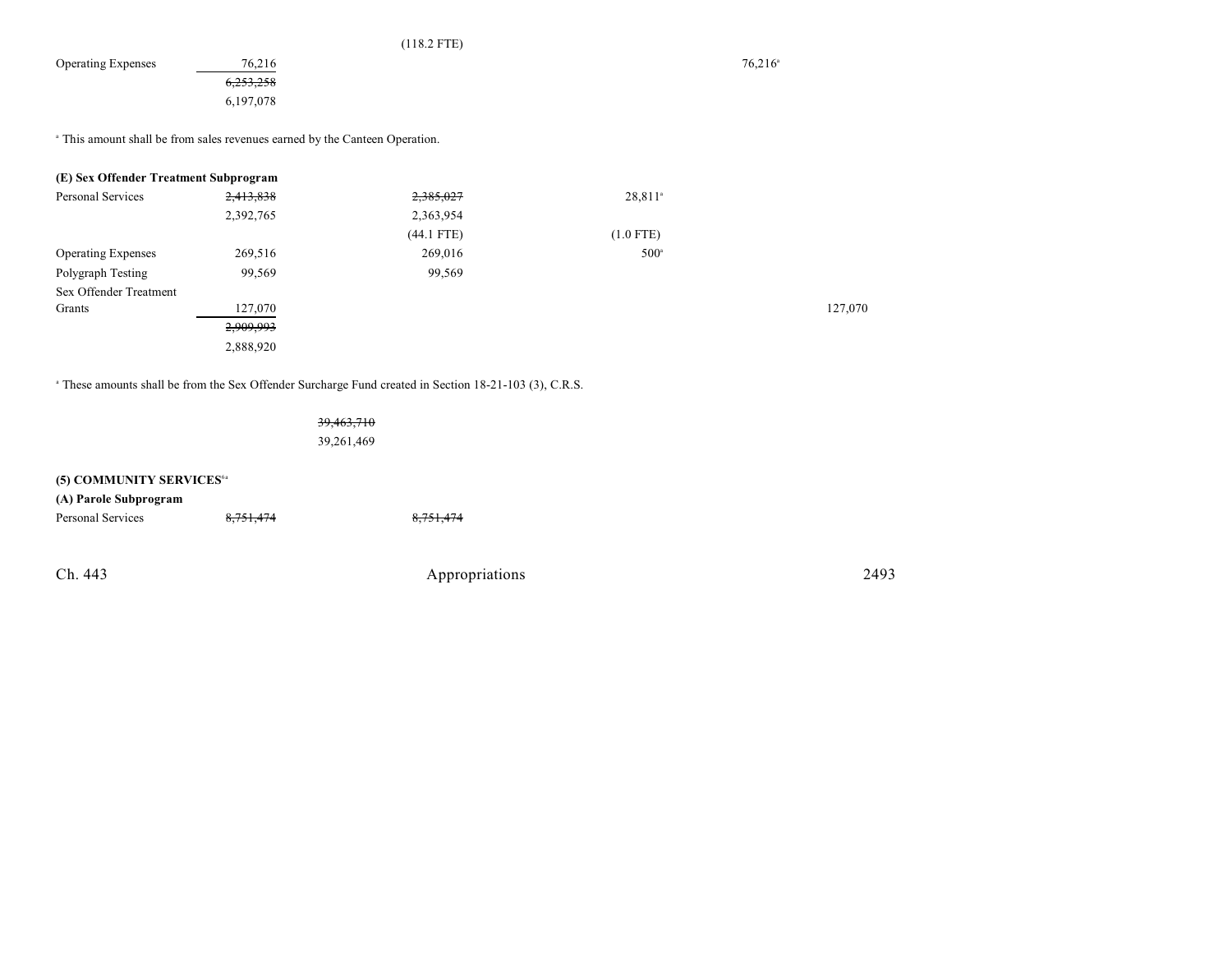| | | | | | |
|---|---|---|---|---|---|
| | | (118.2 FTE) | | | |
| Operating Expenses | 76,216 | | | 76,216[a] | |
| | ~~6,253,258~~ | | | | |
| | 6,197,078 | | | | |

[a] This amount shall be from sales revenues earned by the Canteen Operation.

**(E) Sex Offender Treatment Subprogram**

| | | | | | |
|---|---|---|---|---|---|
| Personal Services | ~~2,413,838~~ | ~~2,385,027~~ | 28,811[a] | | |
| | 2,392,765 | 2,363,954 | | | |
| | | (44.1 FTE) | (1.0 FTE) | | |
| Operating Expenses | 269,516 | 269,016 | 500[a] | | |
| Polygraph Testing | 99,569 | 99,569 | | | |
| Sex Offender Treatment Grants | 127,070 | | | | 127,070 |
| | ~~2,909,993~~ | | | | |
| | 2,888,920 | | | | |

[a] These amounts shall be from the Sex Offender Surcharge Fund created in Section 18-21-103 (3), C.R.S.

~~39,463,710~~
39,261,469

**(5) COMMUNITY SERVICES**[6a]

**(A) Parole Subprogram**

| | | |
|---|---|---|
| Personal Services | ~~8,751,474~~ | ~~8,751,474~~ |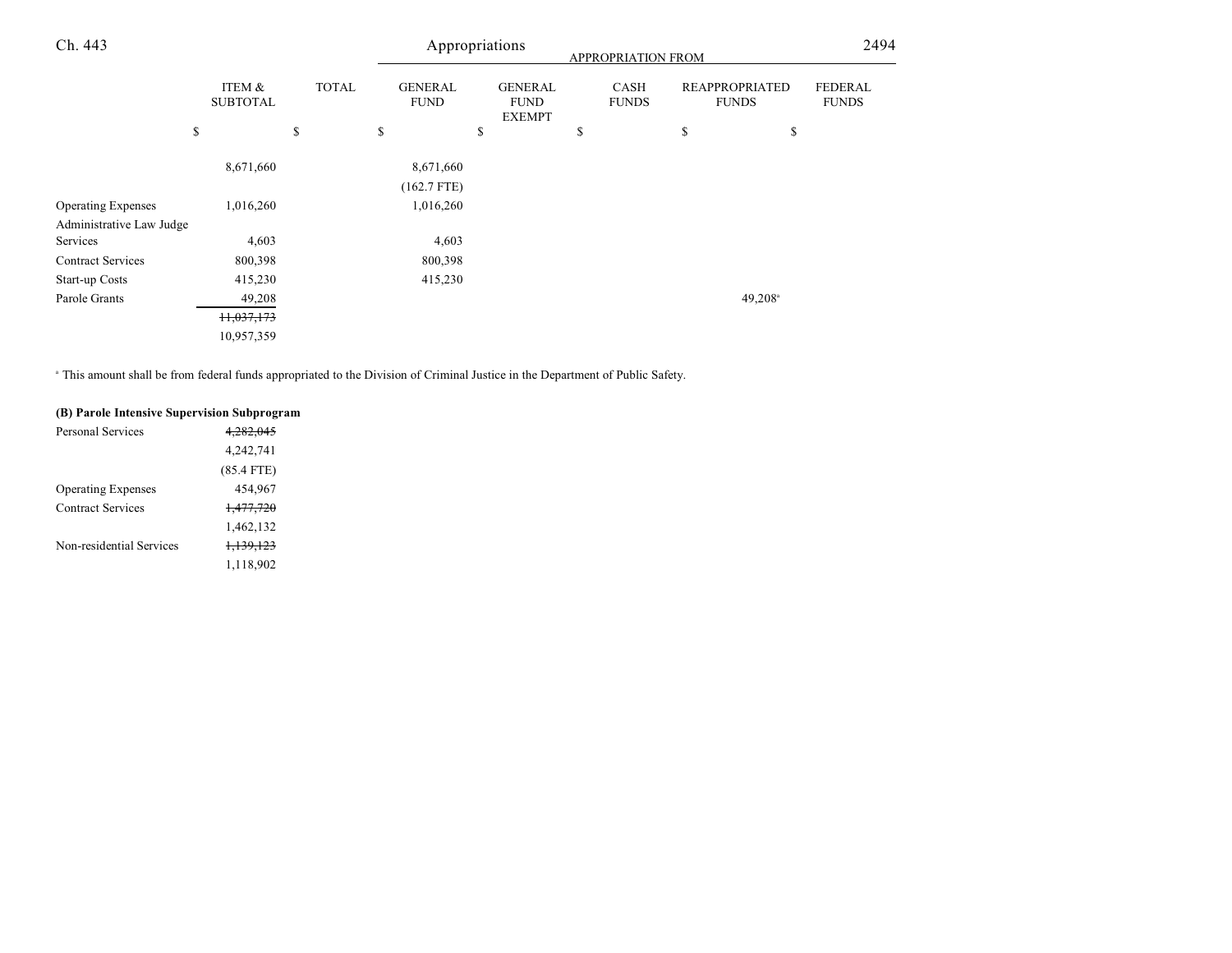| | ITEM & SUBTOTAL | TOTAL | GENERAL FUND | GENERAL FUND EXEMPT | CASH FUNDS | REAPPROPRIATED FUNDS | FEDERAL FUNDS |
|---|---|---|---|---|---|---|---|
| | APPROPRIATION FROM | | | | | | |
| | $ | $ | $ | $ | $ | $ | $ |
| | 8,671,660 | | 8,671,660 | | | | |
| | | | (162.7 FTE) | | | | |
| Operating Expenses | 1,016,260 | | 1,016,260 | | | | |
| Administrative Law Judge Services | 4,603 | | 4,603 | | | | |
| Contract Services | 800,398 | | 800,398 | | | | |
| Start-up Costs | 415,230 | | 415,230 | | | | |
| Parole Grants | 49,208 | | | | | 49,208[a] | |
| | ~~11,037,173~~ | | | | | | |
| | 10,957,359 | | | | | | |

[a] This amount shall be from federal funds appropriated to the Division of Criminal Justice in the Department of Public Safety.

**(B) Parole Intensive Supervision Subprogram**

| | ITEM & SUBTOTAL | TOTAL | GENERAL FUND | GENERAL FUND EXEMPT | CASH FUNDS | REAPPROPRIATED FUNDS | FEDERAL FUNDS |
|---|---|---|---|---|---|---|---|
| Personal Services | ~~4,282,045~~ | | | | | | |
| | 4,242,741 | | | | | | |
| | (85.4 FTE) | | | | | | |
| Operating Expenses | 454,967 | | | | | | |
| Contract Services | ~~1,477,720~~ | | | | | | |
| | 1,462,132 | | | | | | |
| Non-residential Services | ~~1,139,123~~ | | | | | | |
| | 1,118,902 | | | | | | |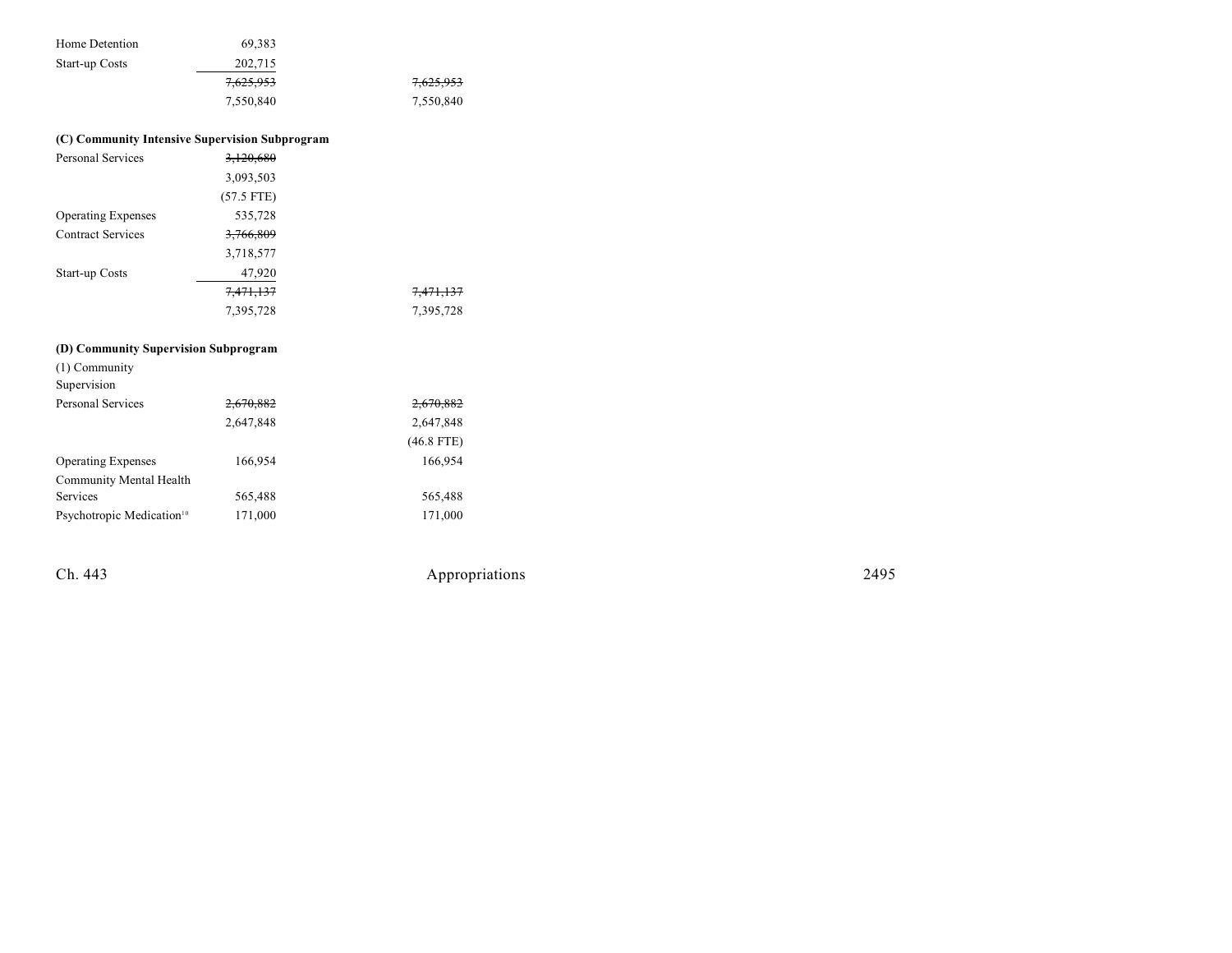| | | |
|---|---|---|
| Home Detention | 69,383 | |
| Start-up Costs | 202,715 | |
| | ~~7,625,953~~ | ~~7,625,953~~ |
| | 7,550,840 | 7,550,840 |

**(C) Community Intensive Supervision Subprogram**

| | | |
|---|---|---|
| Personal Services | ~~3,120,680~~ | |
| | 3,093,503 | |
| | (57.5 FTE) | |
| Operating Expenses | 535,728 | |
| Contract Services | ~~3,766,809~~ | |
| | 3,718,577 | |
| Start-up Costs | 47,920 | |
| | ~~7,471,137~~ | ~~7,471,137~~ |
| | 7,395,728 | 7,395,728 |

**(D) Community Supervision Subprogram**

| | | |
|---|---|---|
| (1) Community Supervision | | |
| Personal Services | ~~2,670,882~~ | ~~2,670,882~~ |
| | 2,647,848 | 2,647,848 |
| | | (46.8 FTE) |
| Operating Expenses | 166,954 | 166,954 |
| Community Mental Health Services | 565,488 | 565,488 |
| Psychotropic Medication[10] | 171,000 | 171,000 |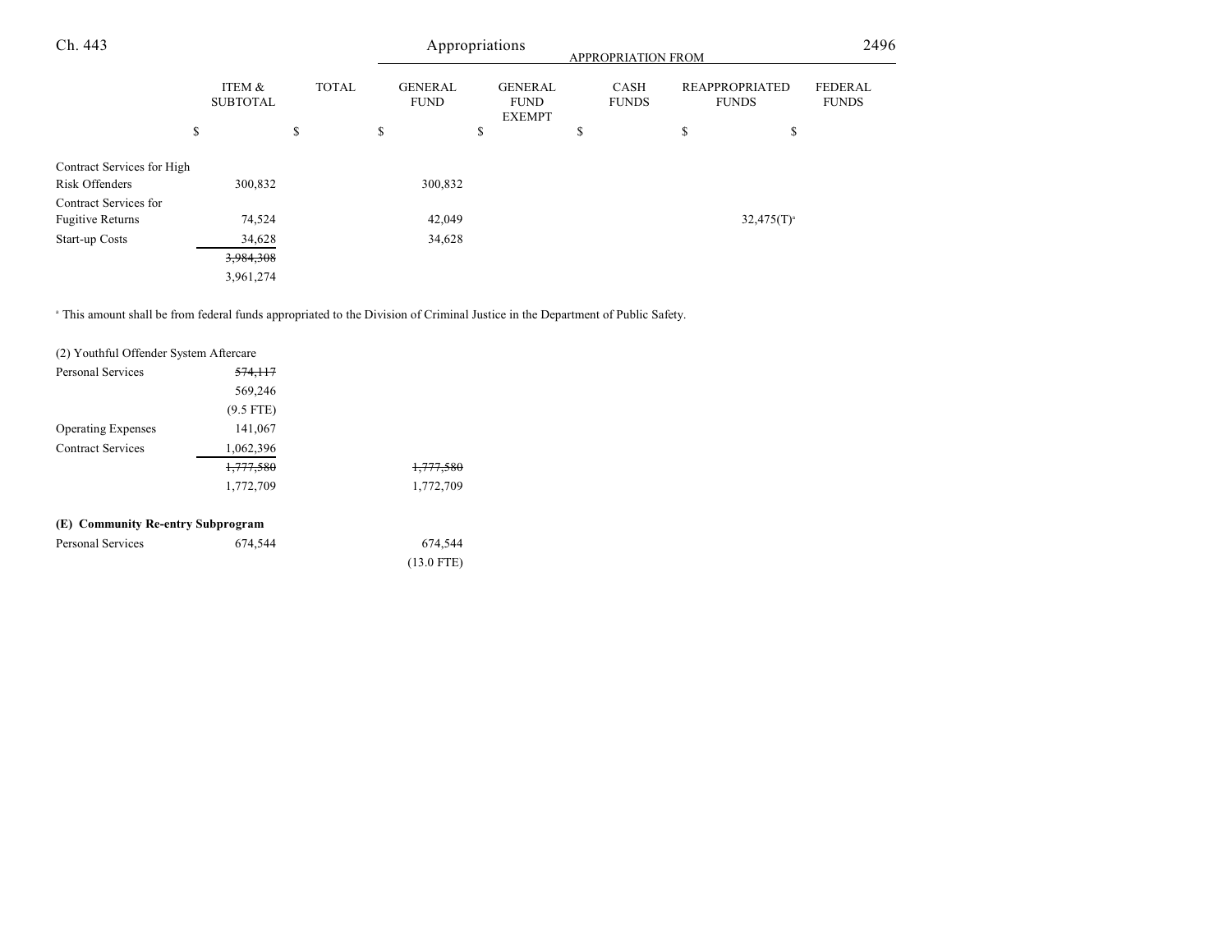| | ITEM & SUBTOTAL | TOTAL | APPROPRIATION FROM GENERAL FUND | GENERAL FUND EXEMPT | CASH FUNDS | REAPPROPRIATED FUNDS | FEDERAL FUNDS |
|---|---|---|---|---|---|---|---|
| | $ | $ | $ | $ | $ | $ | $ |
| Contract Services for High Risk Offenders | 300,832 | | 300,832 | | | | |
| Contract Services for Fugitive Returns | 74,524 | | 42,049 | | | 32,475(T)[a] | |
| Start-up Costs | 34,628 | | 34,628 | | | | |
| | ~~3,984,308~~ 3,961,274 | | | | | | |

[a] This amount shall be from federal funds appropriated to the Division of Criminal Justice in the Department of Public Safety.

| | ITEM & SUBTOTAL | TOTAL | GENERAL FUND | GENERAL FUND EXEMPT | CASH FUNDS | REAPPROPRIATED FUNDS | FEDERAL FUNDS |
|---|---|---|---|---|---|---|---|
| (2) Youthful Offender System Aftercare | | | | | | | |
| Personal Services | ~~574,117~~ 569,246 (9.5 FTE) | | | | | | |
| Operating Expenses | 141,067 | | | | | | |
| Contract Services | 1,062,396 | | | | | | |
| | ~~1,777,580~~ 1,772,709 | | ~~1,777,580~~ 1,772,709 | | | | |
| **(E) Community Re-entry Subprogram** | | | | | | | |
| Personal Services | 674,544 | | 674,544 (13.0 FTE) | | | | |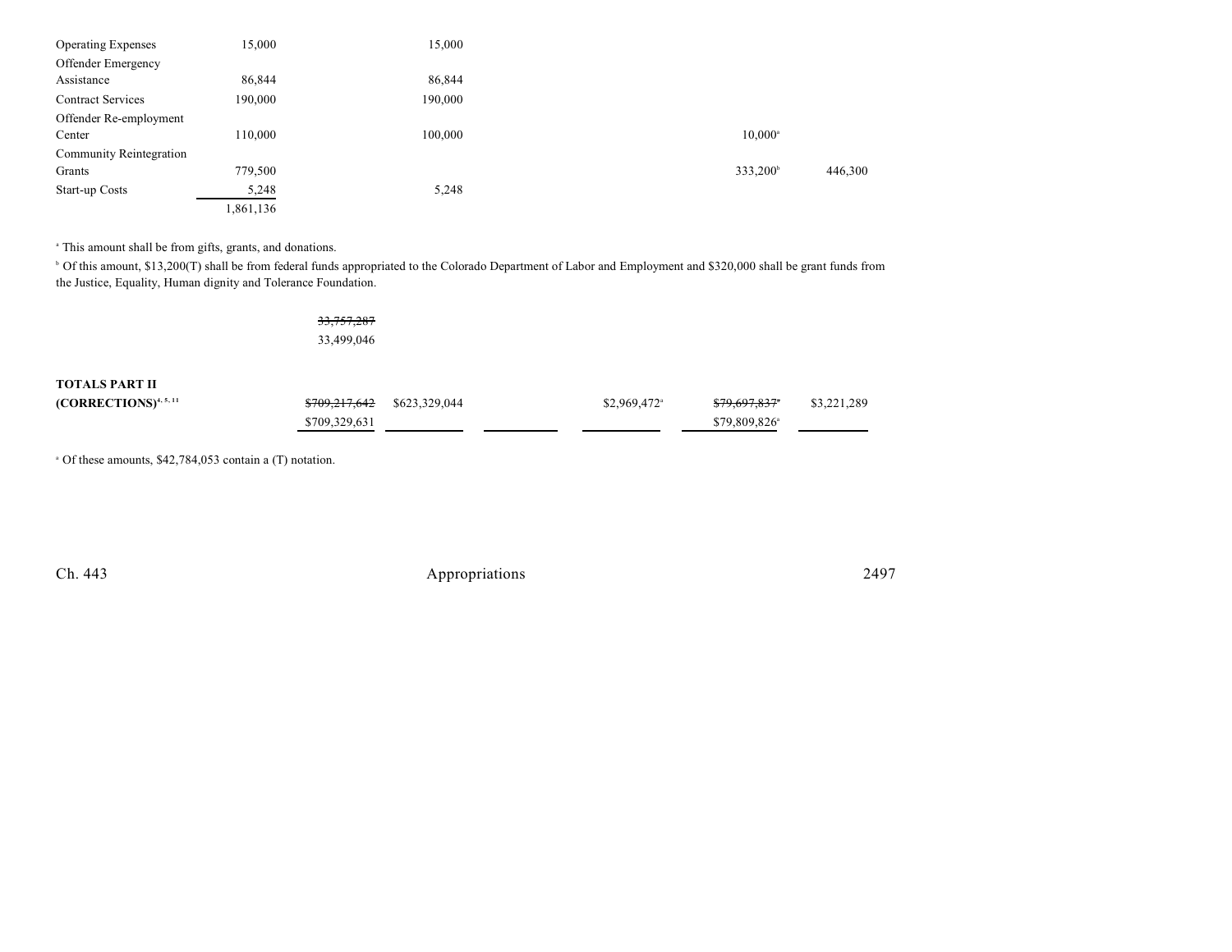| | | | | | | |
|---|---|---|---|---|---|---|
| Operating Expenses | 15,000 | | 15,000 | | | |
| Offender Emergency Assistance | 86,844 | | 86,844 | | | |
| Contract Services | 190,000 | | 190,000 | | | |
| Offender Re-employment Center | 110,000 | | 100,000 | | 10,000[a] | |
| Community Reintegration Grants | 779,500 | | | | 333,200[b] | 446,300 |
| Start-up Costs | 5,248 | | 5,248 | | | |
| | 1,861,136 | | | | | |

[a] This amount shall be from gifts, grants, and donations.

[b] Of this amount, $13,200(T) shall be from federal funds appropriated to the Colorado Department of Labor and Employment and $320,000 shall be grant funds from the Justice, Equality, Human dignity and Tolerance Foundation.

| | | | | | | |
|---|---|---|---|---|---|---|
| | ~~33,757,287~~ | | | | | |
| | 33,499,046 | | | | | |

| | | | | | | |
|---|---|---|---|---|---|---|
| **TOTALS PART II (CORRECTIONS)**[4, 5, 11] | ~~$709,217,642~~ $709,329,631 | $623,329,044 | | $2,969,472[a] | ~~$79,697,837[a]~~ $79,809,826[a] | $3,221,289 |

[a] Of these amounts, $42,784,053 contain a (T) notation.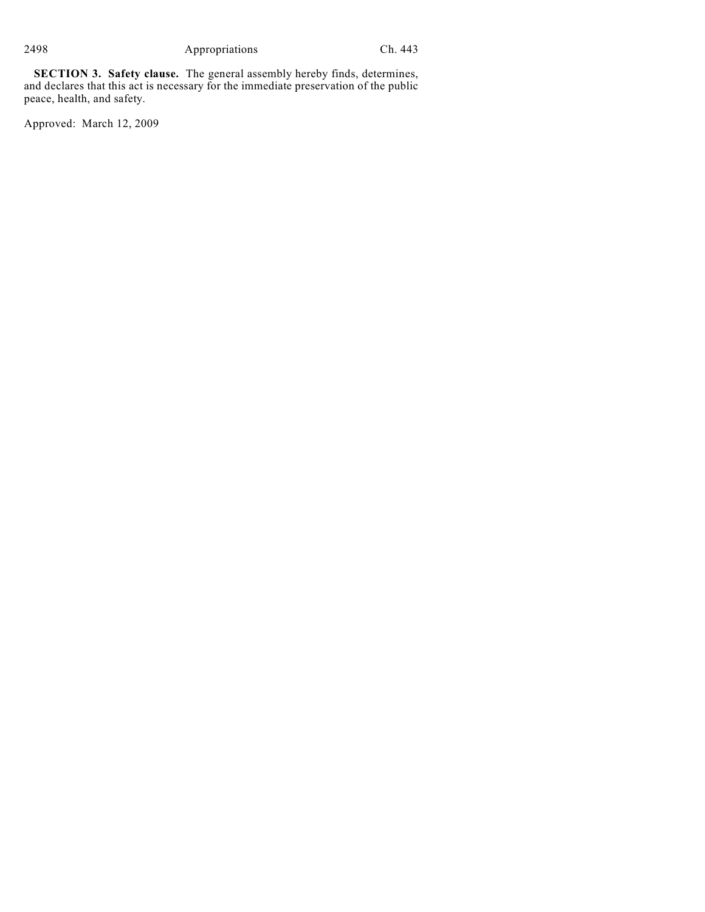**SECTION 3. Safety clause.** The general assembly hereby finds, determines, and declares that this act is necessary for the immediate preservation of the public peace, health, and safety.

Approved: March 12, 2009